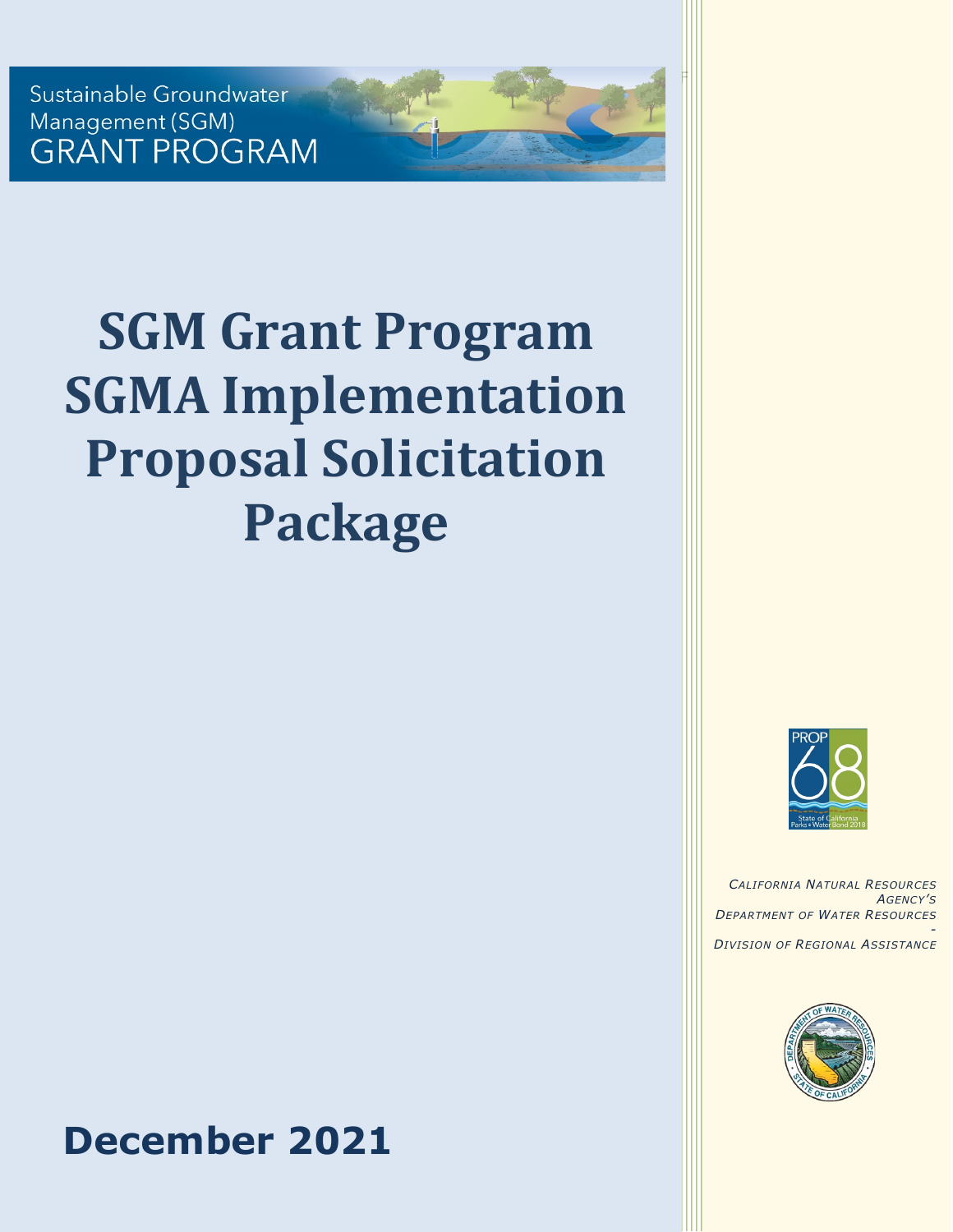Sustainable Groundwater Management (SGM) GRANT PROGRAM

# SGM Grant Program SGMA Implementation Proposal Solicitation Package

*CALIFORNIA NATURAL RESOURCES AGENCY'S*
*DEPARTMENT OF WATER RESOURCES*
*-*
*DIVISION OF REGIONAL ASSISTANCE*

**December 2021**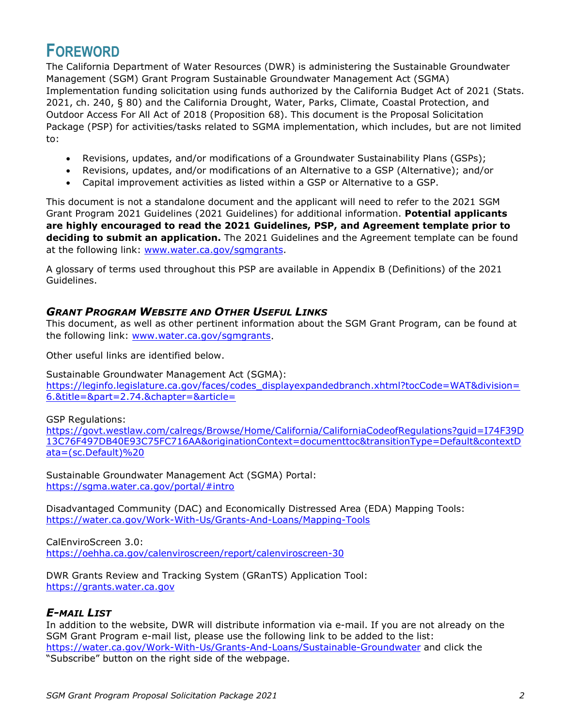# FOREWORD

The California Department of Water Resources (DWR) is administering the Sustainable Groundwater Management (SGM) Grant Program Sustainable Groundwater Management Act (SGMA) Implementation funding solicitation using funds authorized by the California Budget Act of 2021 (Stats. 2021, ch. 240, § 80) and the California Drought, Water, Parks, Climate, Coastal Protection, and Outdoor Access For All Act of 2018 (Proposition 68). This document is the Proposal Solicitation Package (PSP) for activities/tasks related to SGMA implementation, which includes, but are not limited to:

- Revisions, updates, and/or modifications of a Groundwater Sustainability Plans (GSPs);
- Revisions, updates, and/or modifications of an Alternative to a GSP (Alternative); and/or
- Capital improvement activities as listed within a GSP or Alternative to a GSP.

This document is not a standalone document and the applicant will need to refer to the 2021 SGM Grant Program 2021 Guidelines (2021 Guidelines) for additional information. **Potential applicants are highly encouraged to read the 2021 Guidelines, PSP, and Agreement template prior to deciding to submit an application.** The 2021 Guidelines and the Agreement template can be found at the following link: [www.water.ca.gov/sgmgrants](www.water.ca.gov/sgmgrants).

A glossary of terms used throughout this PSP are available in Appendix B (Definitions) of the 2021 Guidelines.

## *GRANT PROGRAM WEBSITE AND OTHER USEFUL LINKS*

This document, as well as other pertinent information about the SGM Grant Program, can be found at the following link: [www.water.ca.gov/sgmgrants](www.water.ca.gov/sgmgrants).

Other useful links are identified below.

Sustainable Groundwater Management Act (SGMA):
https://leginfo.legislature.ca.gov/faces/codes_displayexpandedbranch.xhtml?tocCode=WAT&division=6.&title=&part=2.74.&chapter=&article=

GSP Regulations:
https://govt.westlaw.com/calregs/Browse/Home/California/CaliforniaCodeofRegulations?guid=I74F39D13C76F497DB40E93C75FC716AA&originationContext=documenttoc&transitionType=Default&contextData=(sc.Default)%20

Sustainable Groundwater Management Act (SGMA) Portal:
https://sgma.water.ca.gov/portal/#intro

Disadvantaged Community (DAC) and Economically Distressed Area (EDA) Mapping Tools:
https://water.ca.gov/Work-With-Us/Grants-And-Loans/Mapping-Tools

CalEnviroScreen 3.0:
https://oehha.ca.gov/calenviroscreen/report/calenviroscreen-30

DWR Grants Review and Tracking System (GRanTS) Application Tool:
https://grants.water.ca.gov

## *E-MAIL LIST*

In addition to the website, DWR will distribute information via e-mail. If you are not already on the SGM Grant Program e-mail list, please use the following link to be added to the list: https://water.ca.gov/Work-With-Us/Grants-And-Loans/Sustainable-Groundwater and click the "Subscribe" button on the right side of the webpage.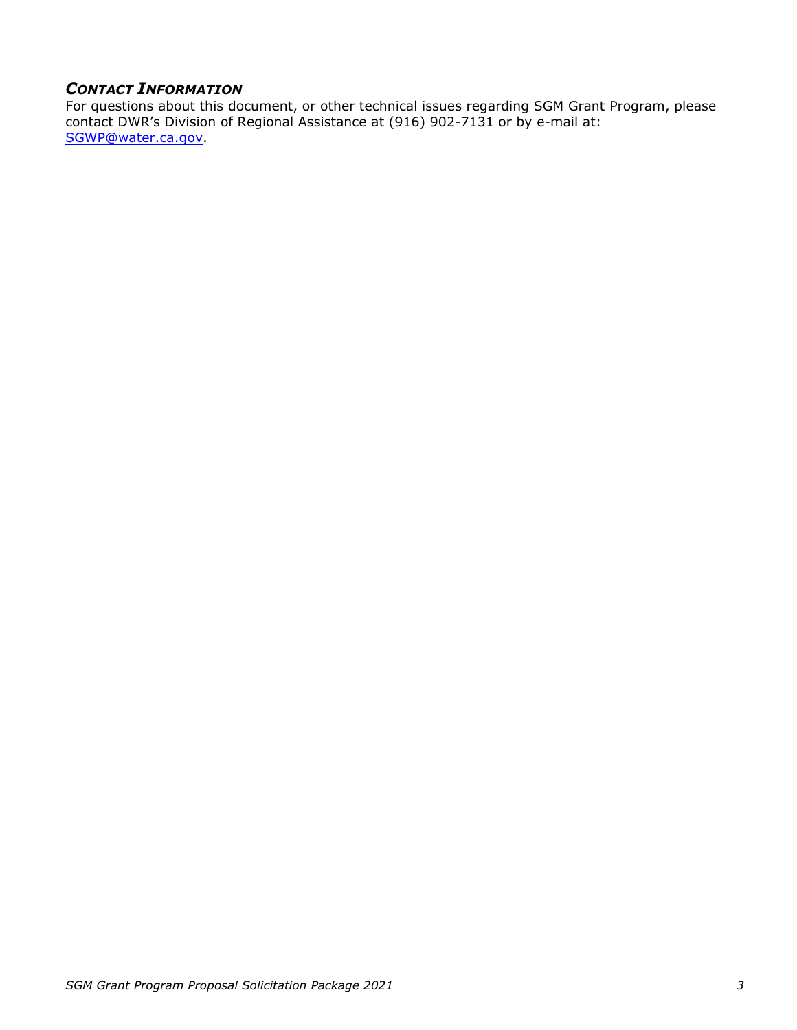### *Contact Information*

For questions about this document, or other technical issues regarding SGM Grant Program, please contact DWR's Division of Regional Assistance at (916) 902-7131 or by e-mail at: [SGWP@water.ca.gov](mailto:SGWP@water.ca.gov).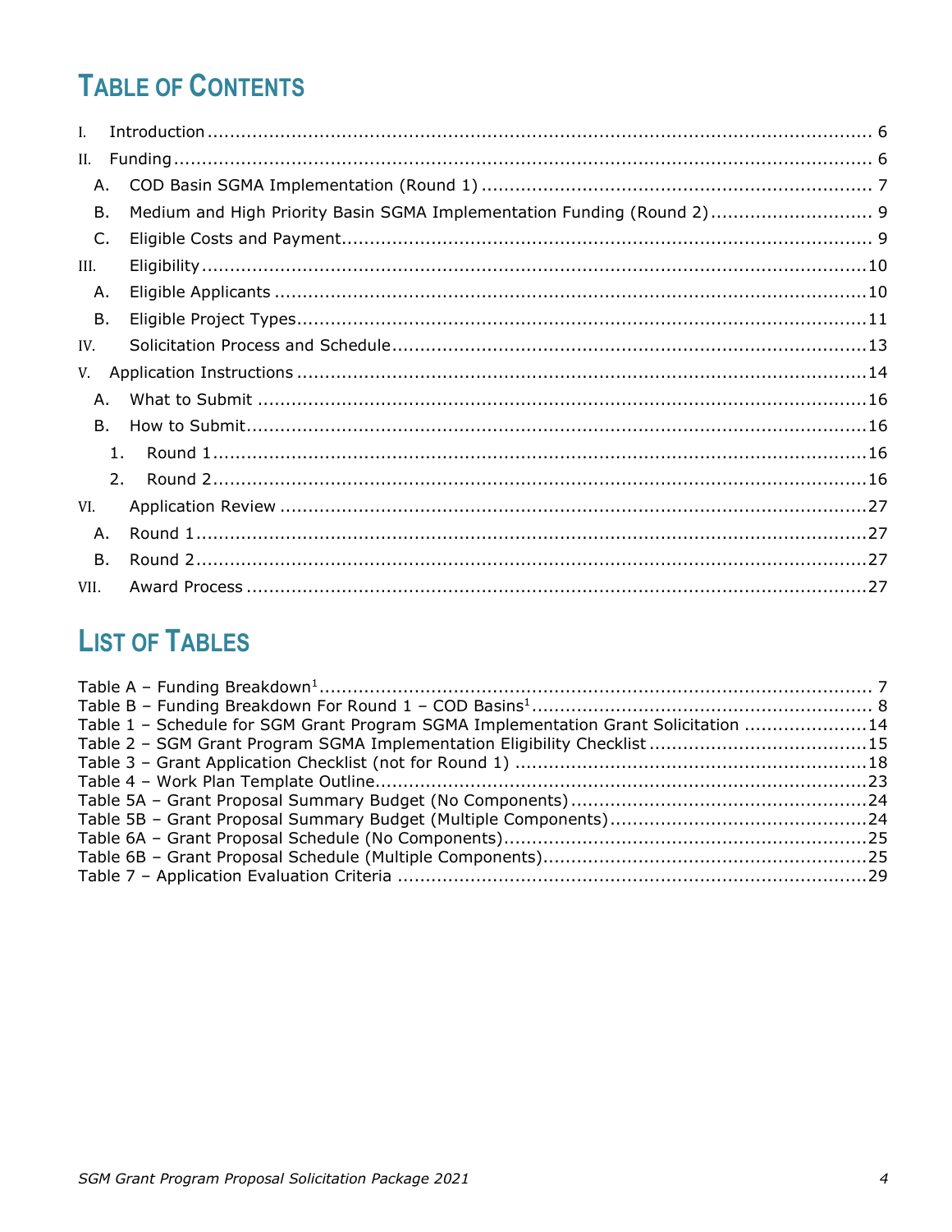# TABLE OF CONTENTS

I. Introduction ........................................................................................................ 6

II. Funding ............................................................................................................. 6

- A. COD Basin SGMA Implementation (Round 1) .................................................... 7
- B. Medium and High Priority Basin SGMA Implementation Funding (Round 2) ............................ 9
- C. Eligible Costs and Payment ................................................................................ 9

III. Eligibility ........................................................................................................ 10

- A. Eligible Applicants ......................................................................................... 10
- B. Eligible Project Types ..................................................................................... 11

IV. Solicitation Process and Schedule ..................................................................... 13

V. Application Instructions ..................................................................................... 14

- A. What to Submit ............................................................................................. 16
- B. How to Submit .............................................................................................. 16
  1. Round 1 ...................................................................................................... 16
  2. Round 2 ...................................................................................................... 16

VI. Application Review ......................................................................................... 27

- A. Round 1 ........................................................................................................ 27
- B. Round 2 ........................................................................................................ 27

VII. Award Process ................................................................................................ 27

# LIST OF TABLES

Table A – Funding Breakdown[1] ................................................................................ 7

Table B – Funding Breakdown For Round 1 – COD Basins[1] ........................................... 8

Table 1 – Schedule for SGM Grant Program SGMA Implementation Grant Solicitation ...................... 14

Table 2 – SGM Grant Program SGMA Implementation Eligibility Checklist ...................................... 15

Table 3 – Grant Application Checklist (not for Round 1) ............................................................ 18

Table 4 – Work Plan Template Outline ...................................................................................... 23

Table 5A – Grant Proposal Summary Budget (No Components) .................................................... 24

Table 5B – Grant Proposal Summary Budget (Multiple Components) ............................................. 24

Table 6A – Grant Proposal Schedule (No Components) ............................................................... 25

Table 6B – Grant Proposal Schedule (Multiple Components) ........................................................ 25

Table 7 – Application Evaluation Criteria .................................................................................. 29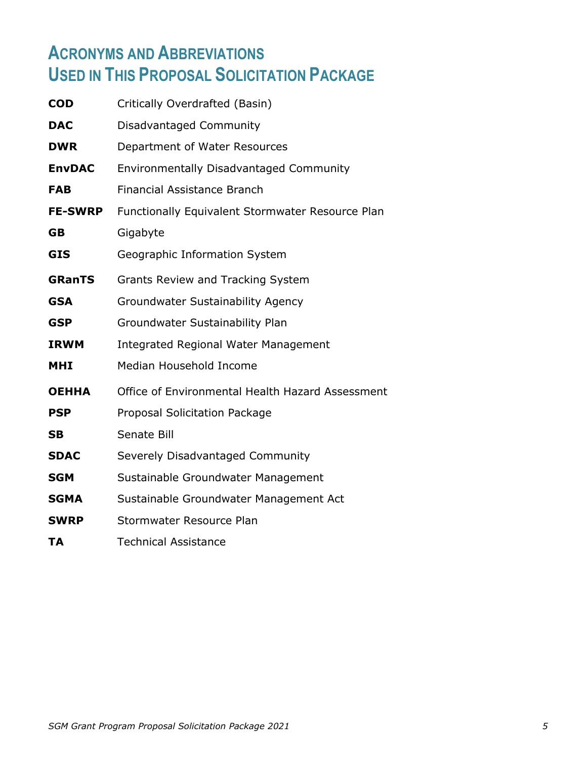# Acronyms and Abbreviations Used in This Proposal Solicitation Package

| | |
|---|---|
| **COD** | Critically Overdrafted (Basin) |
| **DAC** | Disadvantaged Community |
| **DWR** | Department of Water Resources |
| **EnvDAC** | Environmentally Disadvantaged Community |
| **FAB** | Financial Assistance Branch |
| **FE-SWRP** | Functionally Equivalent Stormwater Resource Plan |
| **GB** | Gigabyte |
| **GIS** | Geographic Information System |
| **GRanTS** | Grants Review and Tracking System |
| **GSA** | Groundwater Sustainability Agency |
| **GSP** | Groundwater Sustainability Plan |
| **IRWM** | Integrated Regional Water Management |
| **MHI** | Median Household Income |
| **OEHHA** | Office of Environmental Health Hazard Assessment |
| **PSP** | Proposal Solicitation Package |
| **SB** | Senate Bill |
| **SDAC** | Severely Disadvantaged Community |
| **SGM** | Sustainable Groundwater Management |
| **SGMA** | Sustainable Groundwater Management Act |
| **SWRP** | Stormwater Resource Plan |
| **TA** | Technical Assistance |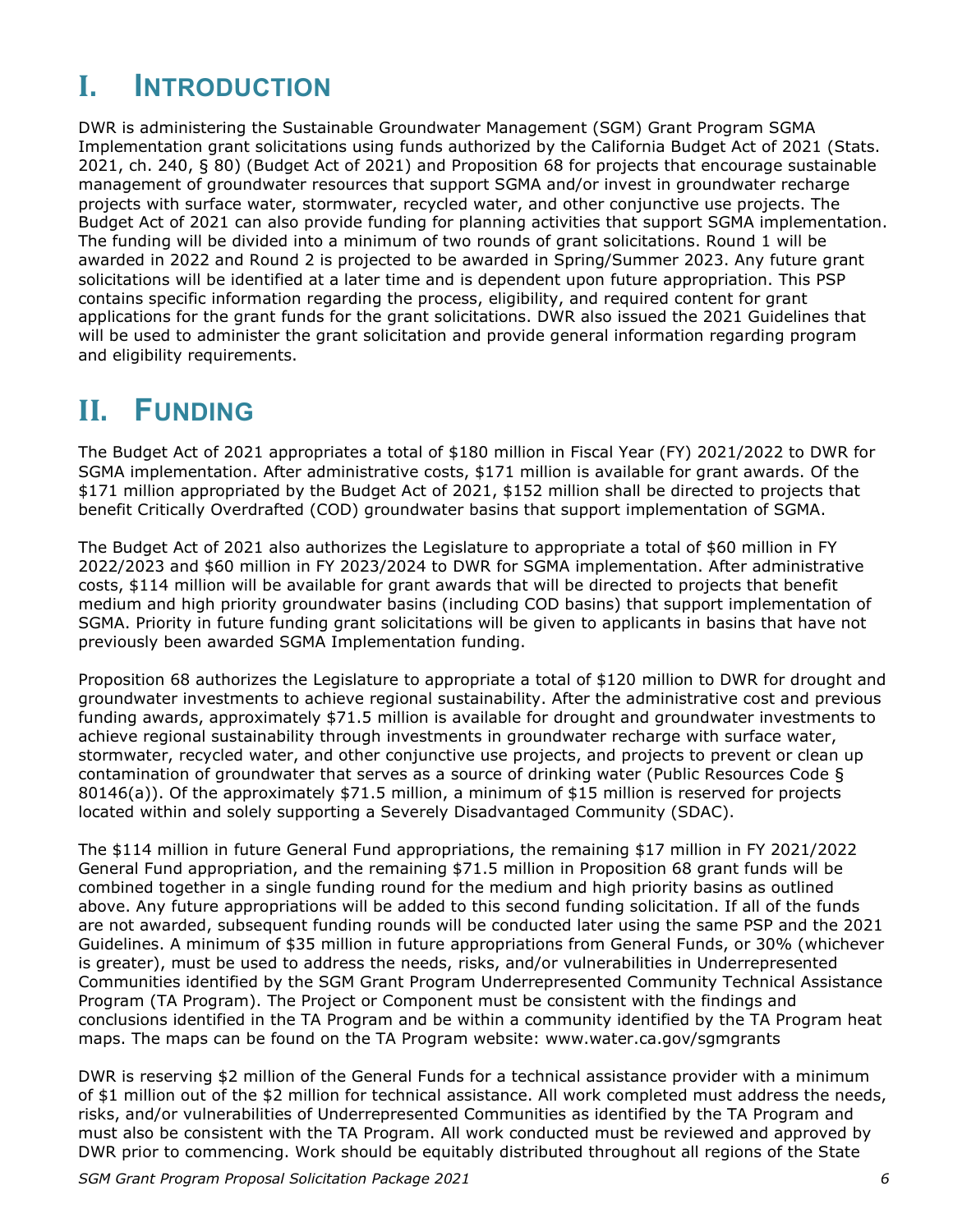# I. Introduction

DWR is administering the Sustainable Groundwater Management (SGM) Grant Program SGMA Implementation grant solicitations using funds authorized by the California Budget Act of 2021 (Stats. 2021, ch. 240, § 80) (Budget Act of 2021) and Proposition 68 for projects that encourage sustainable management of groundwater resources that support SGMA and/or invest in groundwater recharge projects with surface water, stormwater, recycled water, and other conjunctive use projects. The Budget Act of 2021 can also provide funding for planning activities that support SGMA implementation. The funding will be divided into a minimum of two rounds of grant solicitations. Round 1 will be awarded in 2022 and Round 2 is projected to be awarded in Spring/Summer 2023. Any future grant solicitations will be identified at a later time and is dependent upon future appropriation. This PSP contains specific information regarding the process, eligibility, and required content for grant applications for the grant funds for the grant solicitations. DWR also issued the 2021 Guidelines that will be used to administer the grant solicitation and provide general information regarding program and eligibility requirements.

# II. Funding

The Budget Act of 2021 appropriates a total of $180 million in Fiscal Year (FY) 2021/2022 to DWR for SGMA implementation. After administrative costs, $171 million is available for grant awards. Of the $171 million appropriated by the Budget Act of 2021, $152 million shall be directed to projects that benefit Critically Overdrafted (COD) groundwater basins that support implementation of SGMA.

The Budget Act of 2021 also authorizes the Legislature to appropriate a total of $60 million in FY 2022/2023 and $60 million in FY 2023/2024 to DWR for SGMA implementation. After administrative costs, $114 million will be available for grant awards that will be directed to projects that benefit medium and high priority groundwater basins (including COD basins) that support implementation of SGMA. Priority in future funding grant solicitations will be given to applicants in basins that have not previously been awarded SGMA Implementation funding.

Proposition 68 authorizes the Legislature to appropriate a total of $120 million to DWR for drought and groundwater investments to achieve regional sustainability. After the administrative cost and previous funding awards, approximately $71.5 million is available for drought and groundwater investments to achieve regional sustainability through investments in groundwater recharge with surface water, stormwater, recycled water, and other conjunctive use projects, and projects to prevent or clean up contamination of groundwater that serves as a source of drinking water (Public Resources Code § 80146(a)). Of the approximately $71.5 million, a minimum of $15 million is reserved for projects located within and solely supporting a Severely Disadvantaged Community (SDAC).

The $114 million in future General Fund appropriations, the remaining $17 million in FY 2021/2022 General Fund appropriation, and the remaining $71.5 million in Proposition 68 grant funds will be combined together in a single funding round for the medium and high priority basins as outlined above. Any future appropriations will be added to this second funding solicitation. If all of the funds are not awarded, subsequent funding rounds will be conducted later using the same PSP and the 2021 Guidelines. A minimum of $35 million in future appropriations from General Funds, or 30% (whichever is greater), must be used to address the needs, risks, and/or vulnerabilities in Underrepresented Communities identified by the SGM Grant Program Underrepresented Community Technical Assistance Program (TA Program). The Project or Component must be consistent with the findings and conclusions identified in the TA Program and be within a community identified by the TA Program heat maps. The maps can be found on the TA Program website: www.water.ca.gov/sgmgrants

DWR is reserving $2 million of the General Funds for a technical assistance provider with a minimum of $1 million out of the $2 million for technical assistance. All work completed must address the needs, risks, and/or vulnerabilities of Underrepresented Communities as identified by the TA Program and must also be consistent with the TA Program. All work conducted must be reviewed and approved by DWR prior to commencing. Work should be equitably distributed throughout all regions of the State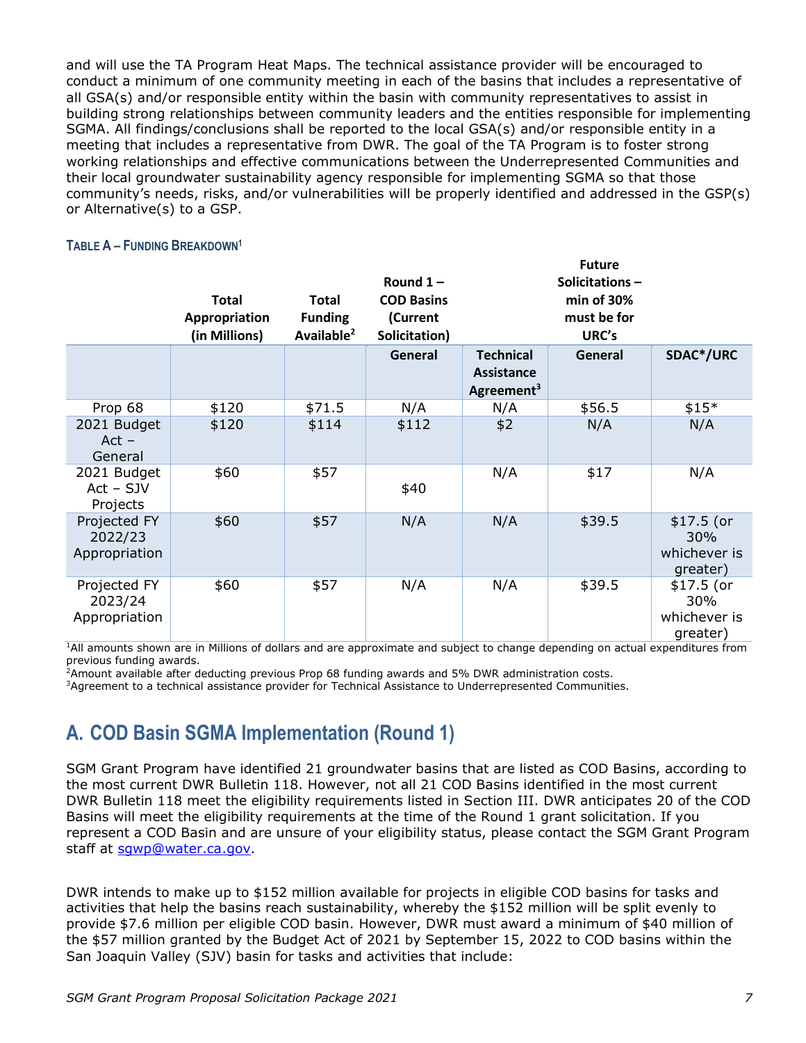and will use the TA Program Heat Maps. The technical assistance provider will be encouraged to conduct a minimum of one community meeting in each of the basins that includes a representative of all GSA(s) and/or responsible entity within the basin with community representatives to assist in building strong relationships between community leaders and the entities responsible for implementing SGMA. All findings/conclusions shall be reported to the local GSA(s) and/or responsible entity in a meeting that includes a representative from DWR. The goal of the TA Program is to foster strong working relationships and effective communications between the Underrepresented Communities and their local groundwater sustainability agency responsible for implementing SGMA so that those community's needs, risks, and/or vulnerabilities will be properly identified and addressed in the GSP(s) or Alternative(s) to a GSP.

**TABLE A – FUNDING BREAKDOWN[1]**

| | Total Appropriation (in Millions) | Total Funding Available[2] | Round 1 – COD Basins (Current Solicitation) | | Future Solicitations – min of 30% must be for URC's | |
|---|---|---|---|---|---|---|
| | | | General | Technical Assistance Agreement[3] | General | SDAC*/URC |
| Prop 68 | $120 | $71.5 | N/A | N/A | $56.5 | $15* |
| 2021 Budget Act – General | $120 | $114 | $112 | $2 | N/A | N/A |
| 2021 Budget Act – SJV Projects | $60 | $57 | $40 | N/A | $17 | N/A |
| Projected FY 2022/23 Appropriation | $60 | $57 | N/A | N/A | $39.5 | $17.5 (or 30% whichever is greater) |
| Projected FY 2023/24 Appropriation | $60 | $57 | N/A | N/A | $39.5 | $17.5 (or 30% whichever is greater) |

[1]All amounts shown are in Millions of dollars and are approximate and subject to change depending on actual expenditures from previous funding awards.
[2]Amount available after deducting previous Prop 68 funding awards and 5% DWR administration costs.
[3]Agreement to a technical assistance provider for Technical Assistance to Underrepresented Communities.

## A. COD Basin SGMA Implementation (Round 1)

SGM Grant Program have identified 21 groundwater basins that are listed as COD Basins, according to the most current DWR Bulletin 118. However, not all 21 COD Basins identified in the most current DWR Bulletin 118 meet the eligibility requirements listed in Section III. DWR anticipates 20 of the COD Basins will meet the eligibility requirements at the time of the Round 1 grant solicitation. If you represent a COD Basin and are unsure of your eligibility status, please contact the SGM Grant Program staff at sgwp@water.ca.gov.

DWR intends to make up to $152 million available for projects in eligible COD basins for tasks and activities that help the basins reach sustainability, whereby the $152 million will be split evenly to provide $7.6 million per eligible COD basin. However, DWR must award a minimum of $40 million of the $57 million granted by the Budget Act of 2021 by September 15, 2022 to COD basins within the San Joaquin Valley (SJV) basin for tasks and activities that include: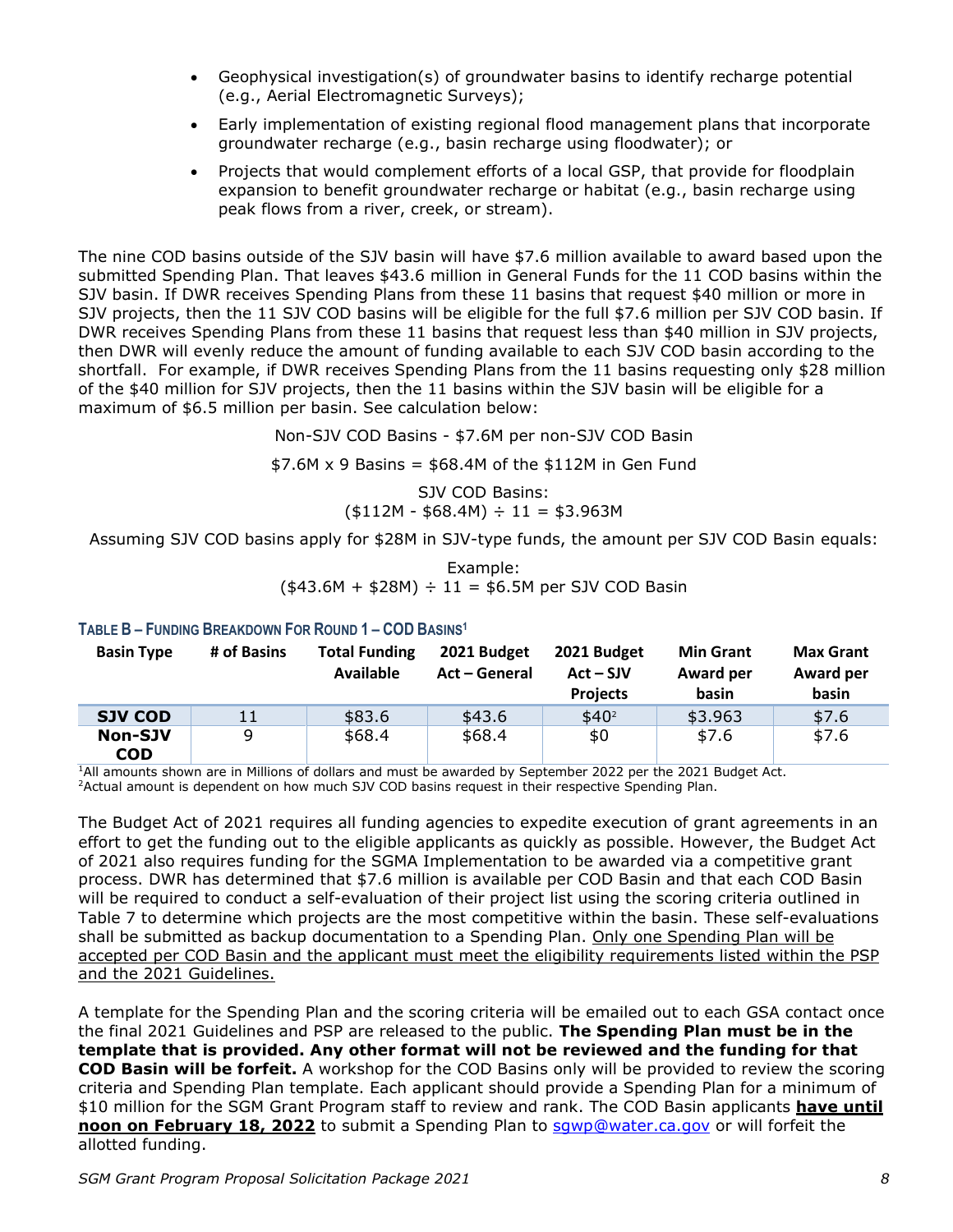- Geophysical investigation(s) of groundwater basins to identify recharge potential (e.g., Aerial Electromagnetic Surveys);
- Early implementation of existing regional flood management plans that incorporate groundwater recharge (e.g., basin recharge using floodwater); or
- Projects that would complement efforts of a local GSP, that provide for floodplain expansion to benefit groundwater recharge or habitat (e.g., basin recharge using peak flows from a river, creek, or stream).

The nine COD basins outside of the SJV basin will have $7.6 million available to award based upon the submitted Spending Plan. That leaves $43.6 million in General Funds for the 11 COD basins within the SJV basin. If DWR receives Spending Plans from these 11 basins that request $40 million or more in SJV projects, then the 11 SJV COD basins will be eligible for the full $7.6 million per SJV COD basin. If DWR receives Spending Plans from these 11 basins that request less than $40 million in SJV projects, then DWR will evenly reduce the amount of funding available to each SJV COD basin according to the shortfall. For example, if DWR receives Spending Plans from the 11 basins requesting only $28 million of the $40 million for SJV projects, then the 11 basins within the SJV basin will be eligible for a maximum of $6.5 million per basin. See calculation below:

Non-SJV COD Basins - $7.6M per non-SJV COD Basin

$7.6M x 9 Basins = $68.4M of the $112M in Gen Fund

SJV COD Basins:
($112M - $68.4M) ÷ 11 = $3.963M

Assuming SJV COD basins apply for $28M in SJV-type funds, the amount per SJV COD Basin equals:

Example:
($43.6M + $28M) ÷ 11 = $6.5M per SJV COD Basin

**Table B – Funding Breakdown For Round 1 – COD Basins[1]**

| Basin Type | # of Basins | Total Funding Available | 2021 Budget Act – General | 2021 Budget Act – SJV Projects | Min Grant Award per basin | Max Grant Award per basin |
|---|---|---|---|---|---|---|
| **SJV COD** | 11 | $83.6 | $43.6 | $40[2] | $3.963 | $7.6 |
| **Non-SJV COD** | 9 | $68.4 | $68.4 | $0 | $7.6 | $7.6 |

[1]All amounts shown are in Millions of dollars and must be awarded by September 2022 per the 2021 Budget Act.
[2]Actual amount is dependent on how much SJV COD basins request in their respective Spending Plan.

The Budget Act of 2021 requires all funding agencies to expedite execution of grant agreements in an effort to get the funding out to the eligible applicants as quickly as possible. However, the Budget Act of 2021 also requires funding for the SGMA Implementation to be awarded via a competitive grant process. DWR has determined that $7.6 million is available per COD Basin and that each COD Basin will be required to conduct a self-evaluation of their project list using the scoring criteria outlined in Table 7 to determine which projects are the most competitive within the basin. These self-evaluations shall be submitted as backup documentation to a Spending Plan. <u>Only one Spending Plan will be accepted per COD Basin and the applicant must meet the eligibility requirements listed within the PSP and the 2021 Guidelines.</u>

A template for the Spending Plan and the scoring criteria will be emailed out to each GSA contact once the final 2021 Guidelines and PSP are released to the public. **The Spending Plan must be in the template that is provided. Any other format will not be reviewed and the funding for that COD Basin will be forfeit.** A workshop for the COD Basins only will be provided to review the scoring criteria and Spending Plan template. Each applicant should provide a Spending Plan for a minimum of $10 million for the SGM Grant Program staff to review and rank. The COD Basin applicants **<u>have until noon on February 18, 2022</u>** to submit a Spending Plan to [sgwp@water.ca.gov](mailto:sgwp@water.ca.gov) or will forfeit the allotted funding.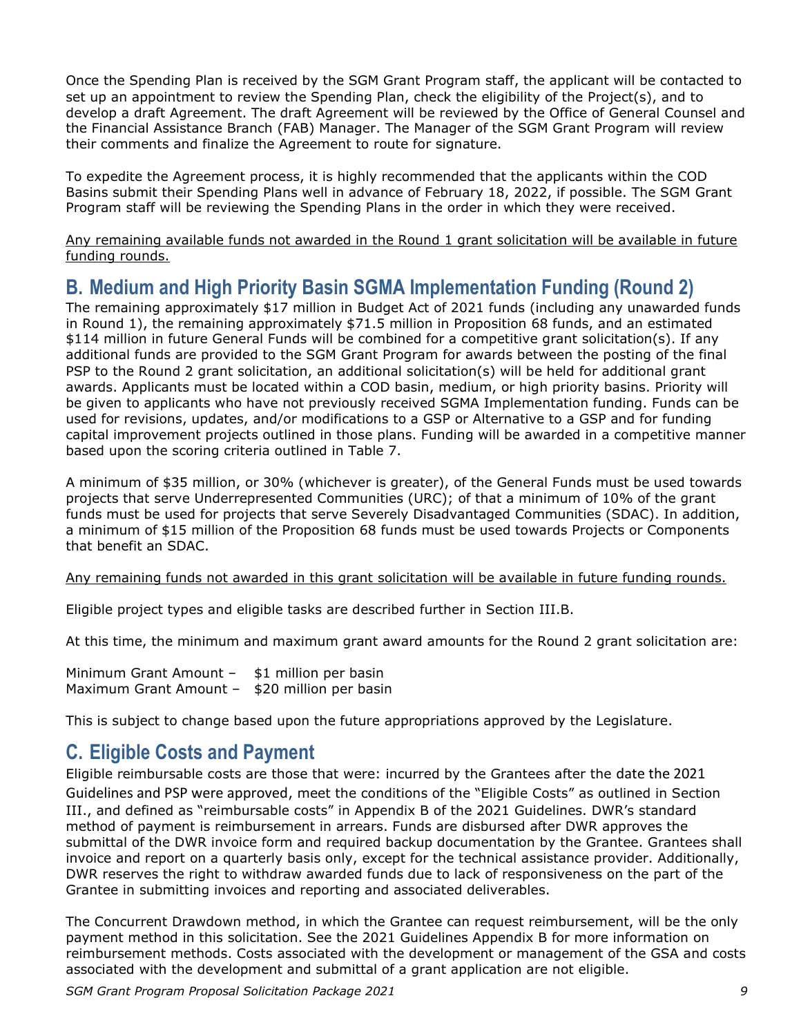Once the Spending Plan is received by the SGM Grant Program staff, the applicant will be contacted to set up an appointment to review the Spending Plan, check the eligibility of the Project(s), and to develop a draft Agreement. The draft Agreement will be reviewed by the Office of General Counsel and the Financial Assistance Branch (FAB) Manager. The Manager of the SGM Grant Program will review their comments and finalize the Agreement to route for signature.

To expedite the Agreement process, it is highly recommended that the applicants within the COD Basins submit their Spending Plans well in advance of February 18, 2022, if possible. The SGM Grant Program staff will be reviewing the Spending Plans in the order in which they were received.

<u>Any remaining available funds not awarded in the Round 1 grant solicitation will be available in future funding rounds.</u>

## B. Medium and High Priority Basin SGMA Implementation Funding (Round 2)

The remaining approximately $17 million in Budget Act of 2021 funds (including any unawarded funds in Round 1), the remaining approximately $71.5 million in Proposition 68 funds, and an estimated $114 million in future General Funds will be combined for a competitive grant solicitation(s). If any additional funds are provided to the SGM Grant Program for awards between the posting of the final PSP to the Round 2 grant solicitation, an additional solicitation(s) will be held for additional grant awards. Applicants must be located within a COD basin, medium, or high priority basins. Priority will be given to applicants who have not previously received SGMA Implementation funding. Funds can be used for revisions, updates, and/or modifications to a GSP or Alternative to a GSP and for funding capital improvement projects outlined in those plans. Funding will be awarded in a competitive manner based upon the scoring criteria outlined in Table 7.

A minimum of $35 million, or 30% (whichever is greater), of the General Funds must be used towards projects that serve Underrepresented Communities (URC); of that a minimum of 10% of the grant funds must be used for projects that serve Severely Disadvantaged Communities (SDAC). In addition, a minimum of $15 million of the Proposition 68 funds must be used towards Projects or Components that benefit an SDAC.

<u>Any remaining funds not awarded in this grant solicitation will be available in future funding rounds.</u>

Eligible project types and eligible tasks are described further in Section III.B.

At this time, the minimum and maximum grant award amounts for the Round 2 grant solicitation are:

Minimum Grant Amount – $1 million per basin
Maximum Grant Amount – $20 million per basin

This is subject to change based upon the future appropriations approved by the Legislature.

## C. Eligible Costs and Payment

Eligible reimbursable costs are those that were: incurred by the Grantees after the date the 2021 Guidelines and PSP were approved, meet the conditions of the "Eligible Costs" as outlined in Section III., and defined as "reimbursable costs" in Appendix B of the 2021 Guidelines. DWR's standard method of payment is reimbursement in arrears. Funds are disbursed after DWR approves the submittal of the DWR invoice form and required backup documentation by the Grantee. Grantees shall invoice and report on a quarterly basis only, except for the technical assistance provider. Additionally, DWR reserves the right to withdraw awarded funds due to lack of responsiveness on the part of the Grantee in submitting invoices and reporting and associated deliverables.

The Concurrent Drawdown method, in which the Grantee can request reimbursement, will be the only payment method in this solicitation. See the 2021 Guidelines Appendix B for more information on reimbursement methods. Costs associated with the development or management of the GSA and costs associated with the development and submittal of a grant application are not eligible.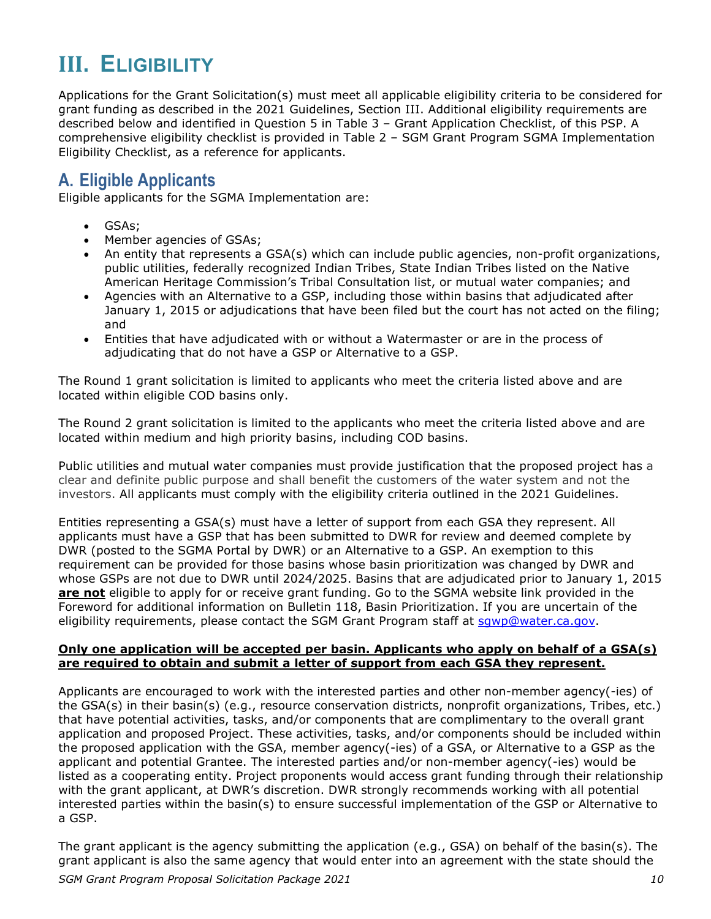# III. ELIGIBILITY

Applications for the Grant Solicitation(s) must meet all applicable eligibility criteria to be considered for grant funding as described in the 2021 Guidelines, Section III. Additional eligibility requirements are described below and identified in Question 5 in Table 3 – Grant Application Checklist, of this PSP. A comprehensive eligibility checklist is provided in Table 2 – SGM Grant Program SGMA Implementation Eligibility Checklist, as a reference for applicants.

## A. Eligible Applicants

Eligible applicants for the SGMA Implementation are:

- GSAs;
- Member agencies of GSAs;
- An entity that represents a GSA(s) which can include public agencies, non-profit organizations, public utilities, federally recognized Indian Tribes, State Indian Tribes listed on the Native American Heritage Commission's Tribal Consultation list, or mutual water companies; and
- Agencies with an Alternative to a GSP, including those within basins that adjudicated after January 1, 2015 or adjudications that have been filed but the court has not acted on the filing; and
- Entities that have adjudicated with or without a Watermaster or are in the process of adjudicating that do not have a GSP or Alternative to a GSP.

The Round 1 grant solicitation is limited to applicants who meet the criteria listed above and are located within eligible COD basins only.

The Round 2 grant solicitation is limited to the applicants who meet the criteria listed above and are located within medium and high priority basins, including COD basins.

Public utilities and mutual water companies must provide justification that the proposed project has a clear and definite public purpose and shall benefit the customers of the water system and not the investors. All applicants must comply with the eligibility criteria outlined in the 2021 Guidelines.

Entities representing a GSA(s) must have a letter of support from each GSA they represent. All applicants must have a GSP that has been submitted to DWR for review and deemed complete by DWR (posted to the SGMA Portal by DWR) or an Alternative to a GSP. An exemption to this requirement can be provided for those basins whose basin prioritization was changed by DWR and whose GSPs are not due to DWR until 2024/2025. Basins that are adjudicated prior to January 1, 2015 **are not** eligible to apply for or receive grant funding. Go to the SGMA website link provided in the Foreword for additional information on Bulletin 118, Basin Prioritization. If you are uncertain of the eligibility requirements, please contact the SGM Grant Program staff at sgwp@water.ca.gov.

**Only one application will be accepted per basin. Applicants who apply on behalf of a GSA(s) are required to obtain and submit a letter of support from each GSA they represent.**

Applicants are encouraged to work with the interested parties and other non-member agency(-ies) of the GSA(s) in their basin(s) (e.g., resource conservation districts, nonprofit organizations, Tribes, etc.) that have potential activities, tasks, and/or components that are complimentary to the overall grant application and proposed Project. These activities, tasks, and/or components should be included within the proposed application with the GSA, member agency(-ies) of a GSA, or Alternative to a GSP as the applicant and potential Grantee. The interested parties and/or non-member agency(-ies) would be listed as a cooperating entity. Project proponents would access grant funding through their relationship with the grant applicant, at DWR's discretion. DWR strongly recommends working with all potential interested parties within the basin(s) to ensure successful implementation of the GSP or Alternative to a GSP.

The grant applicant is the agency submitting the application (e.g., GSA) on behalf of the basin(s). The grant applicant is also the same agency that would enter into an agreement with the state should the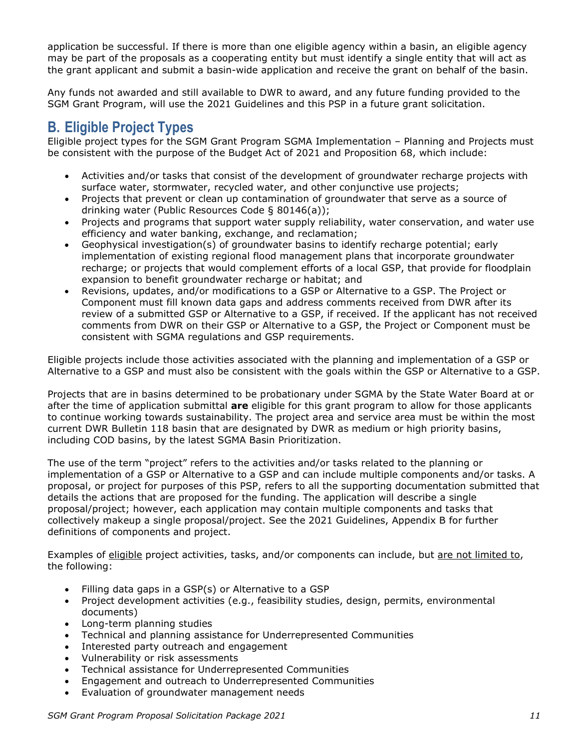application be successful. If there is more than one eligible agency within a basin, an eligible agency may be part of the proposals as a cooperating entity but must identify a single entity that will act as the grant applicant and submit a basin-wide application and receive the grant on behalf of the basin.

Any funds not awarded and still available to DWR to award, and any future funding provided to the SGM Grant Program, will use the 2021 Guidelines and this PSP in a future grant solicitation.

## B. Eligible Project Types

Eligible project types for the SGM Grant Program SGMA Implementation – Planning and Projects must be consistent with the purpose of the Budget Act of 2021 and Proposition 68, which include:

- Activities and/or tasks that consist of the development of groundwater recharge projects with surface water, stormwater, recycled water, and other conjunctive use projects;
- Projects that prevent or clean up contamination of groundwater that serve as a source of drinking water (Public Resources Code § 80146(a));
- Projects and programs that support water supply reliability, water conservation, and water use efficiency and water banking, exchange, and reclamation;
- Geophysical investigation(s) of groundwater basins to identify recharge potential; early implementation of existing regional flood management plans that incorporate groundwater recharge; or projects that would complement efforts of a local GSP, that provide for floodplain expansion to benefit groundwater recharge or habitat; and
- Revisions, updates, and/or modifications to a GSP or Alternative to a GSP. The Project or Component must fill known data gaps and address comments received from DWR after its review of a submitted GSP or Alternative to a GSP, if received. If the applicant has not received comments from DWR on their GSP or Alternative to a GSP, the Project or Component must be consistent with SGMA regulations and GSP requirements.

Eligible projects include those activities associated with the planning and implementation of a GSP or Alternative to a GSP and must also be consistent with the goals within the GSP or Alternative to a GSP.

Projects that are in basins determined to be probationary under SGMA by the State Water Board at or after the time of application submittal **are** eligible for this grant program to allow for those applicants to continue working towards sustainability. The project area and service area must be within the most current DWR Bulletin 118 basin that are designated by DWR as medium or high priority basins, including COD basins, by the latest SGMA Basin Prioritization.

The use of the term "project" refers to the activities and/or tasks related to the planning or implementation of a GSP or Alternative to a GSP and can include multiple components and/or tasks. A proposal, or project for purposes of this PSP, refers to all the supporting documentation submitted that details the actions that are proposed for the funding. The application will describe a single proposal/project; however, each application may contain multiple components and tasks that collectively makeup a single proposal/project. See the 2021 Guidelines, Appendix B for further definitions of components and project.

Examples of <u>eligible</u> project activities, tasks, and/or components can include, but <u>are not limited to</u>, the following:

- Filling data gaps in a GSP(s) or Alternative to a GSP
- Project development activities (e.g., feasibility studies, design, permits, environmental documents)
- Long-term planning studies
- Technical and planning assistance for Underrepresented Communities
- Interested party outreach and engagement
- Vulnerability or risk assessments
- Technical assistance for Underrepresented Communities
- Engagement and outreach to Underrepresented Communities
- Evaluation of groundwater management needs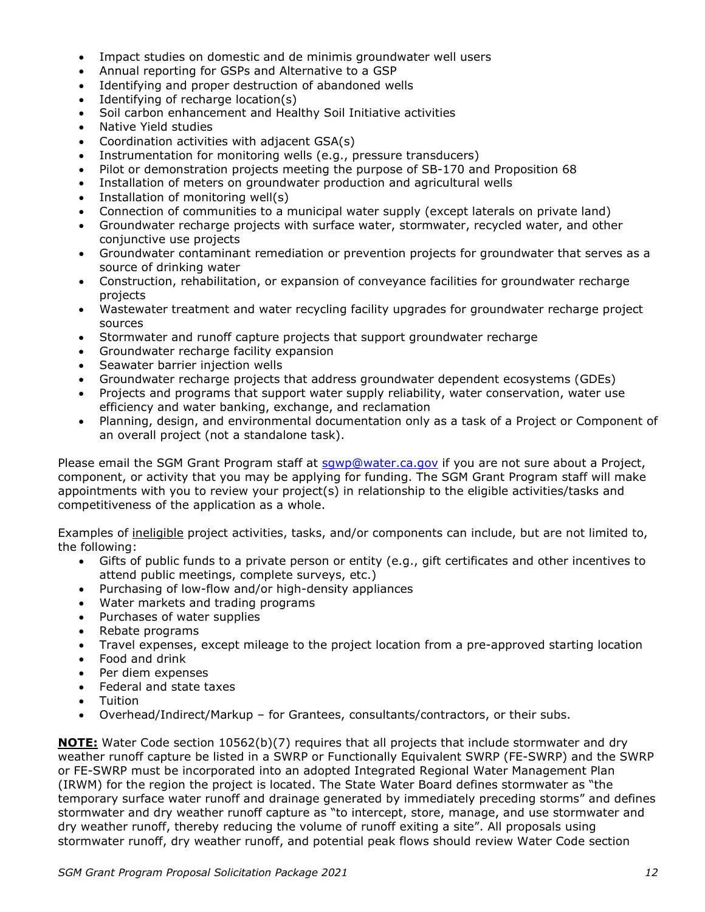- Impact studies on domestic and de minimis groundwater well users
- Annual reporting for GSPs and Alternative to a GSP
- Identifying and proper destruction of abandoned wells
- Identifying of recharge location(s)
- Soil carbon enhancement and Healthy Soil Initiative activities
- Native Yield studies
- Coordination activities with adjacent GSA(s)
- Instrumentation for monitoring wells (e.g., pressure transducers)
- Pilot or demonstration projects meeting the purpose of SB-170 and Proposition 68
- Installation of meters on groundwater production and agricultural wells
- Installation of monitoring well(s)
- Connection of communities to a municipal water supply (except laterals on private land)
- Groundwater recharge projects with surface water, stormwater, recycled water, and other conjunctive use projects
- Groundwater contaminant remediation or prevention projects for groundwater that serves as a source of drinking water
- Construction, rehabilitation, or expansion of conveyance facilities for groundwater recharge projects
- Wastewater treatment and water recycling facility upgrades for groundwater recharge project sources
- Stormwater and runoff capture projects that support groundwater recharge
- Groundwater recharge facility expansion
- Seawater barrier injection wells
- Groundwater recharge projects that address groundwater dependent ecosystems (GDEs)
- Projects and programs that support water supply reliability, water conservation, water use efficiency and water banking, exchange, and reclamation
- Planning, design, and environmental documentation only as a task of a Project or Component of an overall project (not a standalone task).

Please email the SGM Grant Program staff at sgwp@water.ca.gov if you are not sure about a Project, component, or activity that you may be applying for funding. The SGM Grant Program staff will make appointments with you to review your project(s) in relationship to the eligible activities/tasks and competitiveness of the application as a whole.

Examples of ineligible project activities, tasks, and/or components can include, but are not limited to, the following:

- Gifts of public funds to a private person or entity (e.g., gift certificates and other incentives to attend public meetings, complete surveys, etc.)
- Purchasing of low-flow and/or high-density appliances
- Water markets and trading programs
- Purchases of water supplies
- Rebate programs
- Travel expenses, except mileage to the project location from a pre-approved starting location
- Food and drink
- Per diem expenses
- Federal and state taxes
- Tuition
- Overhead/Indirect/Markup – for Grantees, consultants/contractors, or their subs.

**NOTE:** Water Code section 10562(b)(7) requires that all projects that include stormwater and dry weather runoff capture be listed in a SWRP or Functionally Equivalent SWRP (FE-SWRP) and the SWRP or FE-SWRP must be incorporated into an adopted Integrated Regional Water Management Plan (IRWM) for the region the project is located. The State Water Board defines stormwater as "the temporary surface water runoff and drainage generated by immediately preceding storms" and defines stormwater and dry weather runoff capture as "to intercept, store, manage, and use stormwater and dry weather runoff, thereby reducing the volume of runoff exiting a site". All proposals using stormwater runoff, dry weather runoff, and potential peak flows should review Water Code section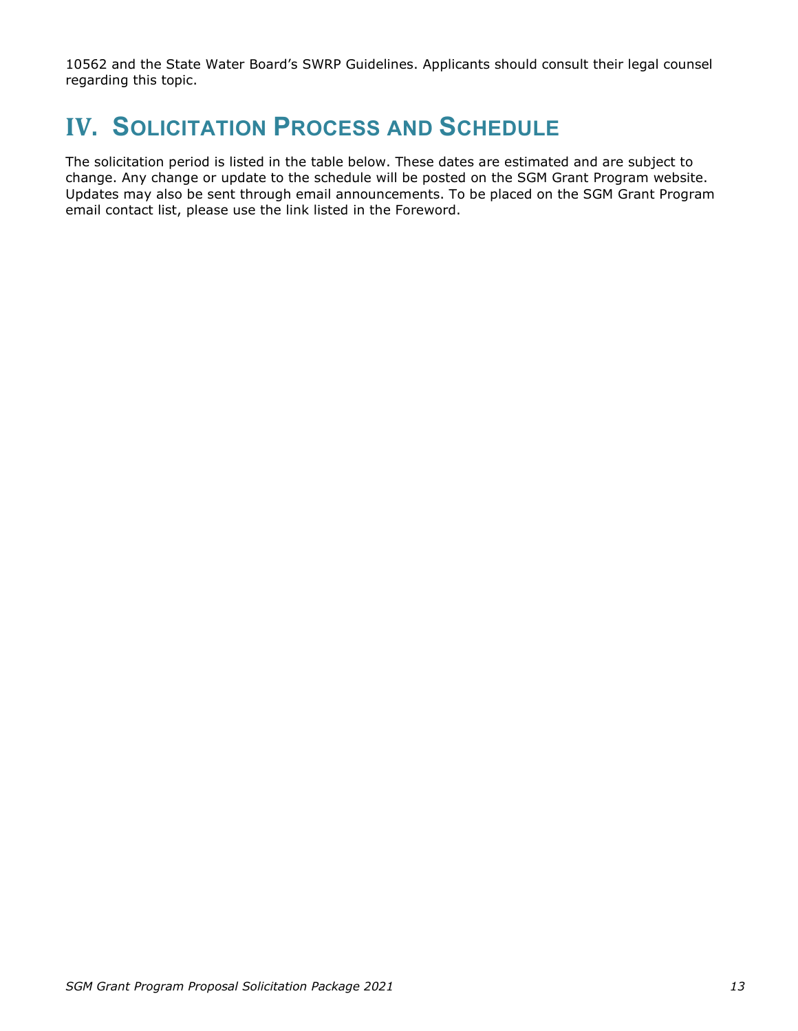10562 and the State Water Board's SWRP Guidelines. Applicants should consult their legal counsel regarding this topic.

# IV. SOLICITATION PROCESS AND SCHEDULE

The solicitation period is listed in the table below. These dates are estimated and are subject to change. Any change or update to the schedule will be posted on the SGM Grant Program website. Updates may also be sent through email announcements. To be placed on the SGM Grant Program email contact list, please use the link listed in the Foreword.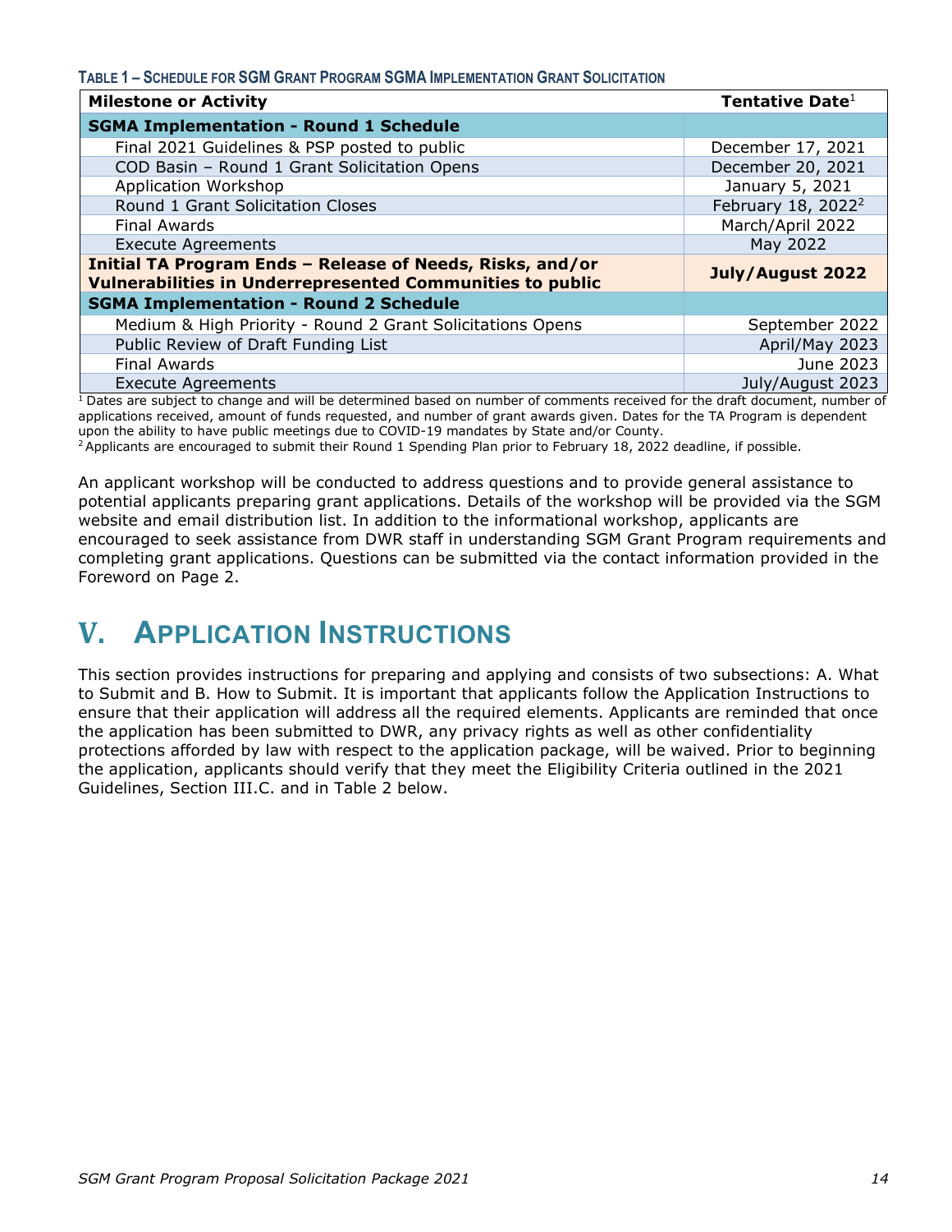**Table 1 – Schedule for SGM Grant Program SGMA Implementation Grant Solicitation**

| Milestone or Activity | Tentative Date[1] |
|---|---|
| **SGMA Implementation - Round 1 Schedule** | |
| Final 2021 Guidelines & PSP posted to public | December 17, 2021 |
| COD Basin – Round 1 Grant Solicitation Opens | December 20, 2021 |
| Application Workshop | January 5, 2021 |
| Round 1 Grant Solicitation Closes | February 18, 2022[2] |
| Final Awards | March/April 2022 |
| Execute Agreements | May 2022 |
| **Initial TA Program Ends – Release of Needs, Risks, and/or Vulnerabilities in Underrepresented Communities to public** | **July/August 2022** |
| **SGMA Implementation - Round 2 Schedule** | |
| Medium & High Priority - Round 2 Grant Solicitations Opens | September 2022 |
| Public Review of Draft Funding List | April/May 2023 |
| Final Awards | June 2023 |
| Execute Agreements | July/August 2023 |

[1] Dates are subject to change and will be determined based on number of comments received for the draft document, number of applications received, amount of funds requested, and number of grant awards given. Dates for the TA Program is dependent upon the ability to have public meetings due to COVID-19 mandates by State and/or County.

[2] Applicants are encouraged to submit their Round 1 Spending Plan prior to February 18, 2022 deadline, if possible.

An applicant workshop will be conducted to address questions and to provide general assistance to potential applicants preparing grant applications. Details of the workshop will be provided via the SGM website and email distribution list. In addition to the informational workshop, applicants are encouraged to seek assistance from DWR staff in understanding SGM Grant Program requirements and completing grant applications. Questions can be submitted via the contact information provided in the Foreword on Page 2.

# V. Application Instructions

This section provides instructions for preparing and applying and consists of two subsections: A. What to Submit and B. How to Submit. It is important that applicants follow the Application Instructions to ensure that their application will address all the required elements. Applicants are reminded that once the application has been submitted to DWR, any privacy rights as well as other confidentiality protections afforded by law with respect to the application package, will be waived. Prior to beginning the application, applicants should verify that they meet the Eligibility Criteria outlined in the 2021 Guidelines, Section III.C. and in Table 2 below.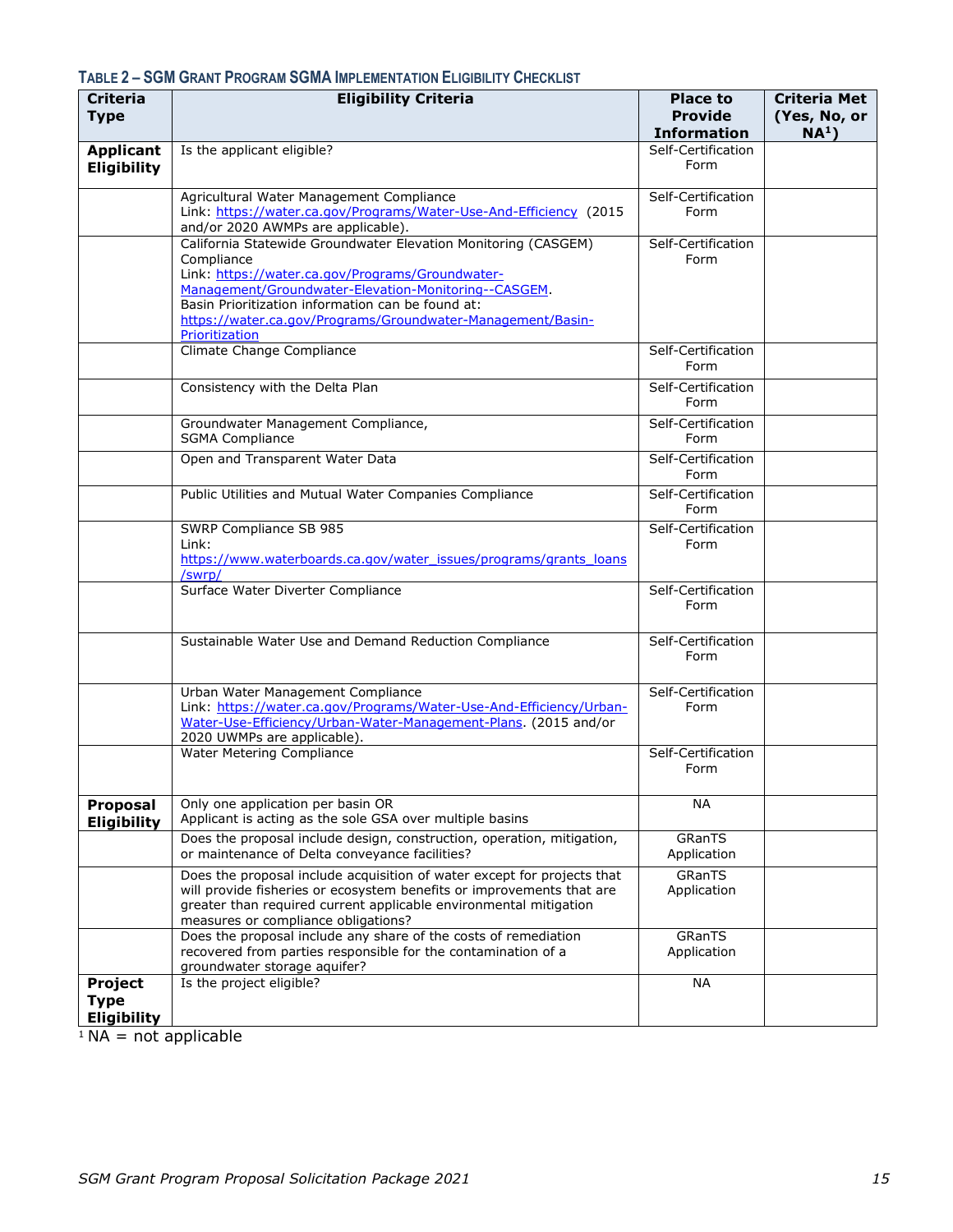**TABLE 2 – SGM GRANT PROGRAM SGMA IMPLEMENTATION ELIGIBILITY CHECKLIST**

| Criteria Type | Eligibility Criteria | Place to Provide Information | Criteria Met (Yes, No, or NA[1]) |
|---|---|---|---|
| **Applicant Eligibility** | Is the applicant eligible? | Self-Certification Form | |
| | Agricultural Water Management Compliance Link: https://water.ca.gov/Programs/Water-Use-And-Efficiency (2015 and/or 2020 AWMPs are applicable). | Self-Certification Form | |
| | California Statewide Groundwater Elevation Monitoring (CASGEM) Compliance Link: https://water.ca.gov/Programs/Groundwater-Management/Groundwater-Elevation-Monitoring--CASGEM. Basin Prioritization information can be found at: https://water.ca.gov/Programs/Groundwater-Management/Basin-Prioritization | Self-Certification Form | |
| | Climate Change Compliance | Self-Certification Form | |
| | Consistency with the Delta Plan | Self-Certification Form | |
| | Groundwater Management Compliance, SGMA Compliance | Self-Certification Form | |
| | Open and Transparent Water Data | Self-Certification Form | |
| | Public Utilities and Mutual Water Companies Compliance | Self-Certification Form | |
| | SWRP Compliance SB 985 Link: https://www.waterboards.ca.gov/water_issues/programs/grants_loans/swrp/ | Self-Certification Form | |
| | Surface Water Diverter Compliance | Self-Certification Form | |
| | Sustainable Water Use and Demand Reduction Compliance | Self-Certification Form | |
| | Urban Water Management Compliance Link: https://water.ca.gov/Programs/Water-Use-And-Efficiency/Urban-Water-Use-Efficiency/Urban-Water-Management-Plans. (2015 and/or 2020 UWMPs are applicable). | Self-Certification Form | |
| | Water Metering Compliance | Self-Certification Form | |
| **Proposal Eligibility** | Only one application per basin OR Applicant is acting as the sole GSA over multiple basins | NA | |
| | Does the proposal include design, construction, operation, mitigation, or maintenance of Delta conveyance facilities? | GRanTS Application | |
| | Does the proposal include acquisition of water except for projects that will provide fisheries or ecosystem benefits or improvements that are greater than required current applicable environmental mitigation measures or compliance obligations? | GRanTS Application | |
| | Does the proposal include any share of the costs of remediation recovered from parties responsible for the contamination of a groundwater storage aquifer? | GRanTS Application | |
| **Project Type Eligibility** | Is the project eligible? | NA | |

[1] NA = not applicable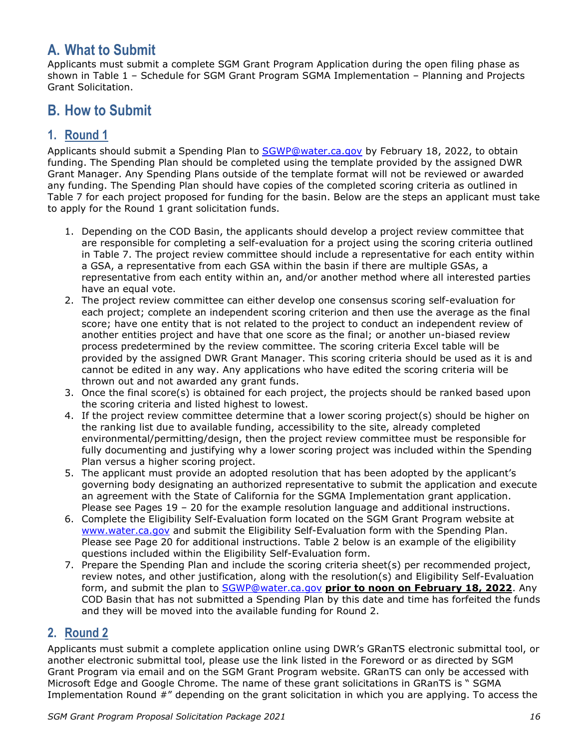## A. What to Submit

Applicants must submit a complete SGM Grant Program Application during the open filing phase as shown in Table 1 – Schedule for SGM Grant Program SGMA Implementation – Planning and Projects Grant Solicitation.

## B. How to Submit

### 1. Round 1

Applicants should submit a Spending Plan to SGWP@water.ca.gov by February 18, 2022, to obtain funding. The Spending Plan should be completed using the template provided by the assigned DWR Grant Manager. Any Spending Plans outside of the template format will not be reviewed or awarded any funding. The Spending Plan should have copies of the completed scoring criteria as outlined in Table 7 for each project proposed for funding for the basin. Below are the steps an applicant must take to apply for the Round 1 grant solicitation funds.

1. Depending on the COD Basin, the applicants should develop a project review committee that are responsible for completing a self-evaluation for a project using the scoring criteria outlined in Table 7. The project review committee should include a representative for each entity within a GSA, a representative from each GSA within the basin if there are multiple GSAs, a representative from each entity within an, and/or another method where all interested parties have an equal vote.
2. The project review committee can either develop one consensus scoring self-evaluation for each project; complete an independent scoring criterion and then use the average as the final score; have one entity that is not related to the project to conduct an independent review of another entities project and have that one score as the final; or another un-biased review process predetermined by the review committee. The scoring criteria Excel table will be provided by the assigned DWR Grant Manager. This scoring criteria should be used as it is and cannot be edited in any way. Any applications who have edited the scoring criteria will be thrown out and not awarded any grant funds.
3. Once the final score(s) is obtained for each project, the projects should be ranked based upon the scoring criteria and listed highest to lowest.
4. If the project review committee determine that a lower scoring project(s) should be higher on the ranking list due to available funding, accessibility to the site, already completed environmental/permitting/design, then the project review committee must be responsible for fully documenting and justifying why a lower scoring project was included within the Spending Plan versus a higher scoring project.
5. The applicant must provide an adopted resolution that has been adopted by the applicant's governing body designating an authorized representative to submit the application and execute an agreement with the State of California for the SGMA Implementation grant application. Please see Pages 19 – 20 for the example resolution language and additional instructions.
6. Complete the Eligibility Self-Evaluation form located on the SGM Grant Program website at www.water.ca.gov and submit the Eligibility Self-Evaluation form with the Spending Plan. Please see Page 20 for additional instructions. Table 2 below is an example of the eligibility questions included within the Eligibility Self-Evaluation form.
7. Prepare the Spending Plan and include the scoring criteria sheet(s) per recommended project, review notes, and other justification, along with the resolution(s) and Eligibility Self-Evaluation form, and submit the plan to SGWP@water.ca.gov **prior to noon on February 18, 2022**. Any COD Basin that has not submitted a Spending Plan by this date and time has forfeited the funds and they will be moved into the available funding for Round 2.

### 2. Round 2

Applicants must submit a complete application online using DWR's GRanTS electronic submittal tool, or another electronic submittal tool, please use the link listed in the Foreword or as directed by SGM Grant Program via email and on the SGM Grant Program website. GRanTS can only be accessed with Microsoft Edge and Google Chrome. The name of these grant solicitations in GRanTS is " SGMA Implementation Round #" depending on the grant solicitation in which you are applying. To access the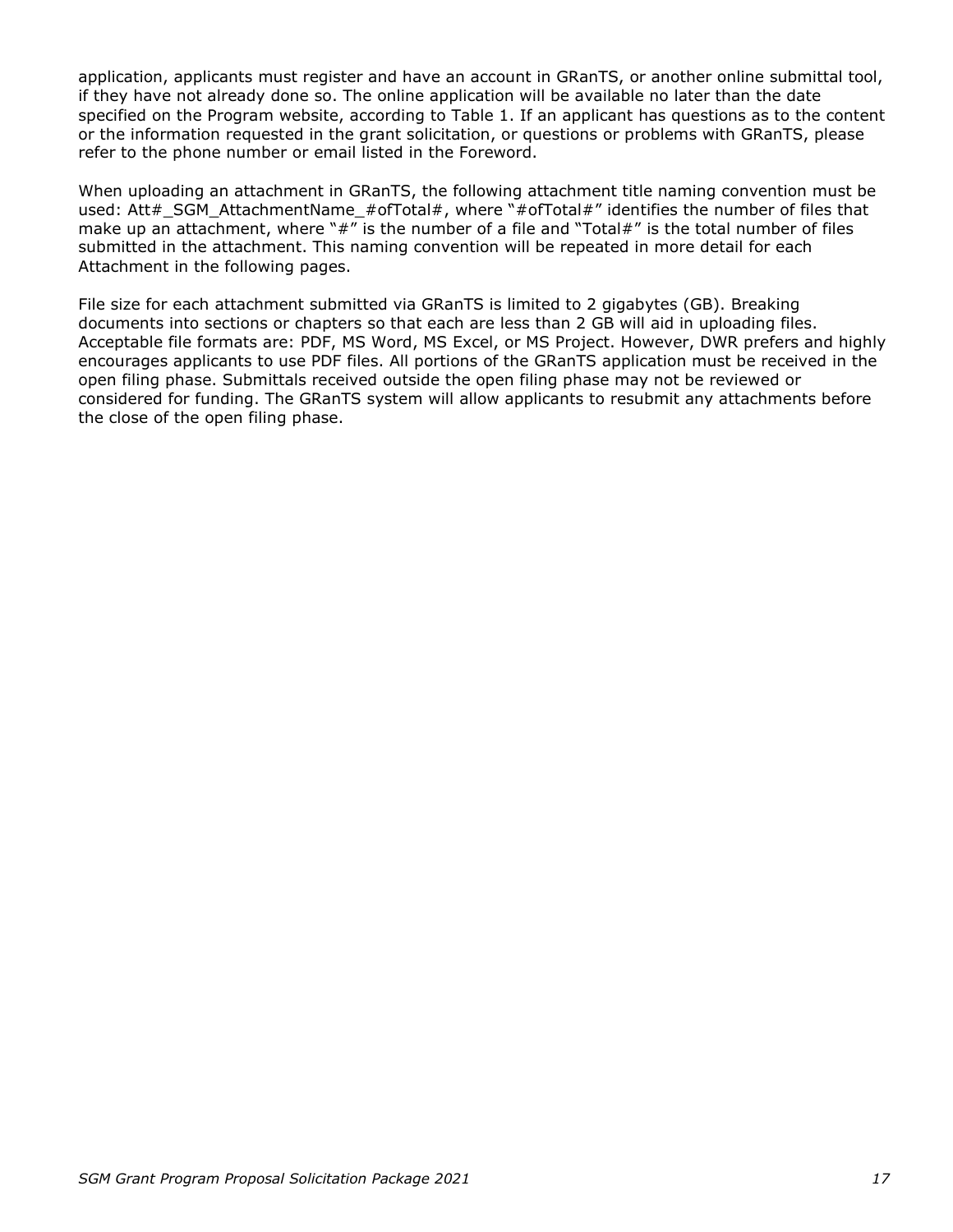application, applicants must register and have an account in GRanTS, or another online submittal tool, if they have not already done so. The online application will be available no later than the date specified on the Program website, according to Table 1. If an applicant has questions as to the content or the information requested in the grant solicitation, or questions or problems with GRanTS, please refer to the phone number or email listed in the Foreword.

When uploading an attachment in GRanTS, the following attachment title naming convention must be used: Att#_SGM_AttachmentName_#ofTotal#, where "#ofTotal#" identifies the number of files that make up an attachment, where "#" is the number of a file and "Total#" is the total number of files submitted in the attachment. This naming convention will be repeated in more detail for each Attachment in the following pages.

File size for each attachment submitted via GRanTS is limited to 2 gigabytes (GB). Breaking documents into sections or chapters so that each are less than 2 GB will aid in uploading files. Acceptable file formats are: PDF, MS Word, MS Excel, or MS Project. However, DWR prefers and highly encourages applicants to use PDF files. All portions of the GRanTS application must be received in the open filing phase. Submittals received outside the open filing phase may not be reviewed or considered for funding. The GRanTS system will allow applicants to resubmit any attachments before the close of the open filing phase.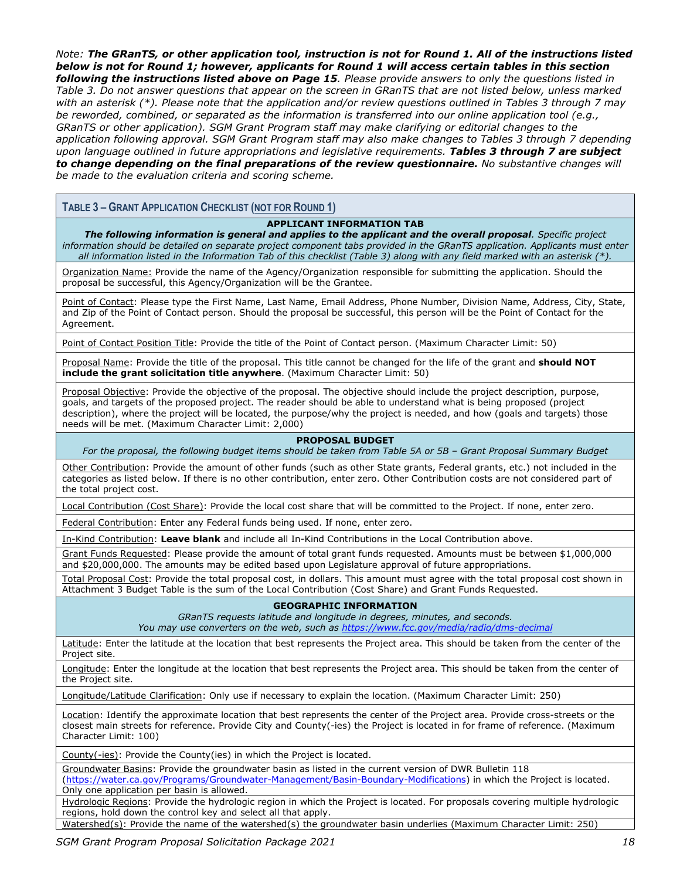*Note:* ***The GRanTS, or other application tool, instruction is not for Round 1. All of the instructions listed below is not for Round 1; however, applicants for Round 1 will access certain tables in this section following the instructions listed above on Page 15****. Please provide answers to only the questions listed in Table 3. Do not answer questions that appear on the screen in GRanTS that are not listed below, unless marked with an asterisk (*). Please note that the application and/or review questions outlined in Tables 3 through 7 may be reworded, combined, or separated as the information is transferred into our online application tool (e.g., GRanTS or other application). SGM Grant Program staff may make clarifying or editorial changes to the application following approval. SGM Grant Program staff may also make changes to Tables 3 through 7 depending upon language outlined in future appropriations and legislative requirements.* ***Tables 3 through 7 are subject to change depending on the final preparations of the review questionnaire.*** *No substantive changes will be made to the evaluation criteria and scoring scheme.*

| TABLE 3 – GRANT APPLICATION CHECKLIST (NOT FOR ROUND 1) |
|---|
| **APPLICANT INFORMATION TAB** <br> ***The following information is general and applies to the applicant and the overall proposal****. Specific project information should be detailed on separate project component tabs provided in the GRanTS application. Applicants must enter all information listed in the Information Tab of this checklist (Table 3) along with any field marked with an asterisk (*).* |
| Organization Name: Provide the name of the Agency/Organization responsible for submitting the application. Should the proposal be successful, this Agency/Organization will be the Grantee. |
| Point of Contact: Please type the First Name, Last Name, Email Address, Phone Number, Division Name, Address, City, State, and Zip of the Point of Contact person. Should the proposal be successful, this person will be the Point of Contact for the Agreement. |
| Point of Contact Position Title: Provide the title of the Point of Contact person. (Maximum Character Limit: 50) |
| Proposal Name: Provide the title of the proposal. This title cannot be changed for the life of the grant and **should NOT include the grant solicitation title anywhere**. (Maximum Character Limit: 50) |
| Proposal Objective: Provide the objective of the proposal. The objective should include the project description, purpose, goals, and targets of the proposed project. The reader should be able to understand what is being proposed (project description), where the project will be located, the purpose/why the project is needed, and how (goals and targets) those needs will be met. (Maximum Character Limit: 2,000) |
| **PROPOSAL BUDGET** <br> *For the proposal, the following budget items should be taken from Table 5A or 5B – Grant Proposal Summary Budget* |
| Other Contribution: Provide the amount of other funds (such as other State grants, Federal grants, etc.) not included in the categories as listed below. If there is no other contribution, enter zero. Other Contribution costs are not considered part of the total project cost. |
| Local Contribution (Cost Share): Provide the local cost share that will be committed to the Project. If none, enter zero. |
| Federal Contribution: Enter any Federal funds being used. If none, enter zero. |
| In-Kind Contribution: **Leave blank** and include all In-Kind Contributions in the Local Contribution above. |
| Grant Funds Requested: Please provide the amount of total grant funds requested. Amounts must be between $1,000,000 and $20,000,000. The amounts may be edited based upon Legislature approval of future appropriations. |
| Total Proposal Cost: Provide the total proposal cost, in dollars. This amount must agree with the total proposal cost shown in Attachment 3 Budget Table is the sum of the Local Contribution (Cost Share) and Grant Funds Requested. |
| **GEOGRAPHIC INFORMATION** <br> *GRanTS requests latitude and longitude in degrees, minutes, and seconds.* <br> *You may use converters on the web, such as https://www.fcc.gov/media/radio/dms-decimal* |
| Latitude: Enter the latitude at the location that best represents the Project area. This should be taken from the center of the Project site. |
| Longitude: Enter the longitude at the location that best represents the Project area. This should be taken from the center of the Project site. |
| Longitude/Latitude Clarification: Only use if necessary to explain the location. (Maximum Character Limit: 250) |
| Location: Identify the approximate location that best represents the center of the Project area. Provide cross-streets or the closest main streets for reference. Provide City and County(-ies) the Project is located in for frame of reference. (Maximum Character Limit: 100) |
| County(-ies): Provide the County(ies) in which the Project is located. |
| Groundwater Basins: Provide the groundwater basin as listed in the current version of DWR Bulletin 118 (https://water.ca.gov/Programs/Groundwater-Management/Basin-Boundary-Modifications) in which the Project is located. Only one application per basin is allowed. |
| Hydrologic Regions: Provide the hydrologic region in which the Project is located. For proposals covering multiple hydrologic regions, hold down the control key and select all that apply. |
| Watershed(s): Provide the name of the watershed(s) the groundwater basin underlies (Maximum Character Limit: 250) |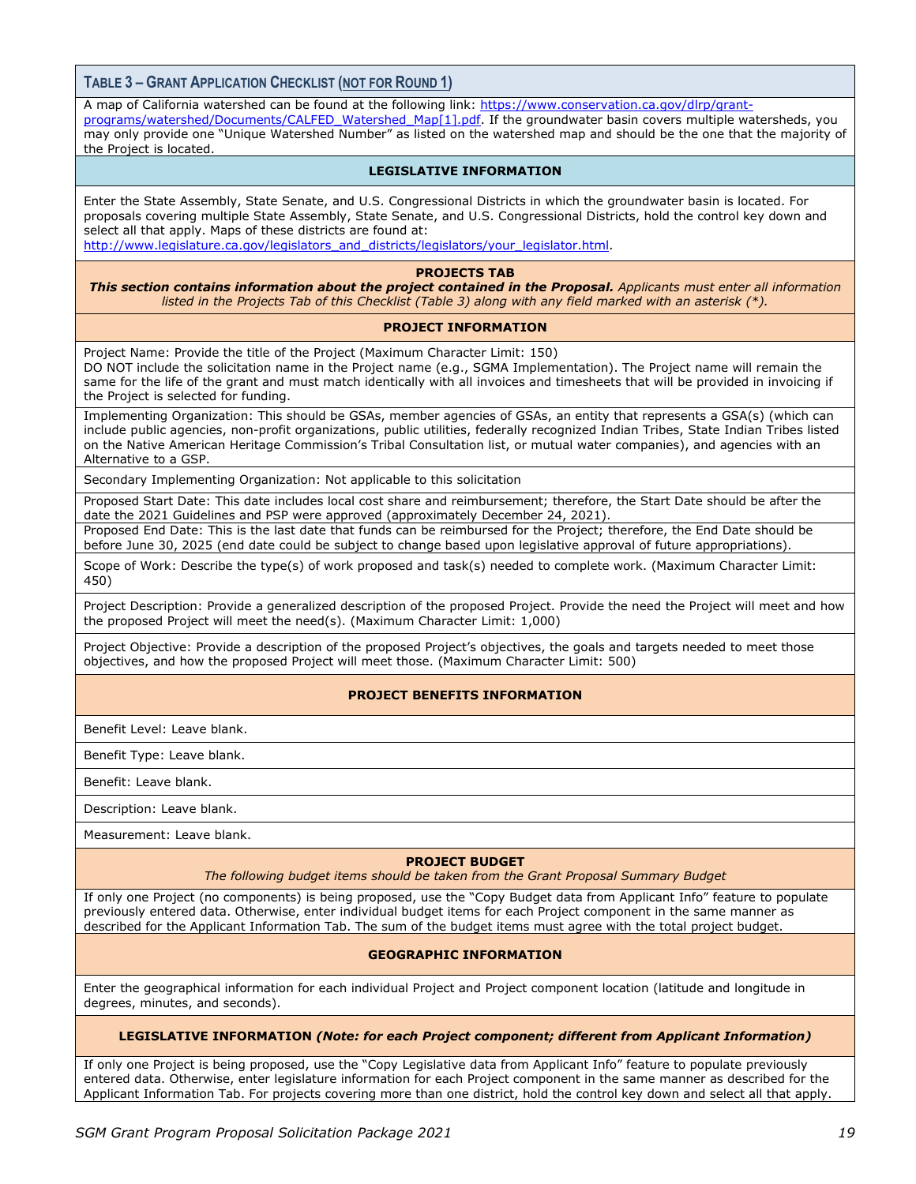## Table 3 – Grant Application Checklist (not for Round 1)

A map of California watershed can be found at the following link: https://www.conservation.ca.gov/dlrp/grant-programs/watershed/Documents/CALFED_Watershed_Map[1].pdf. If the groundwater basin covers multiple watersheds, you may only provide one "Unique Watershed Number" as listed on the watershed map and should be the one that the majority of the Project is located.

**LEGISLATIVE INFORMATION**

Enter the State Assembly, State Senate, and U.S. Congressional Districts in which the groundwater basin is located. For proposals covering multiple State Assembly, State Senate, and U.S. Congressional Districts, hold the control key down and select all that apply. Maps of these districts are found at: http://www.legislature.ca.gov/legislators_and_districts/legislators/your_legislator.html.

**PROJECTS TAB**

***This section contains information about the project contained in the Proposal.*** *Applicants must enter all information listed in the Projects Tab of this Checklist (Table 3) along with any field marked with an asterisk (*).*

**PROJECT INFORMATION**

Project Name: Provide the title of the Project (Maximum Character Limit: 150)
DO NOT include the solicitation name in the Project name (e.g., SGMA Implementation). The Project name will remain the same for the life of the grant and must match identically with all invoices and timesheets that will be provided in invoicing if the Project is selected for funding.

Implementing Organization: This should be GSAs, member agencies of GSAs, an entity that represents a GSA(s) (which can include public agencies, non-profit organizations, public utilities, federally recognized Indian Tribes, State Indian Tribes listed on the Native American Heritage Commission's Tribal Consultation list, or mutual water companies), and agencies with an Alternative to a GSP.

Secondary Implementing Organization: Not applicable to this solicitation

Proposed Start Date: This date includes local cost share and reimbursement; therefore, the Start Date should be after the date the 2021 Guidelines and PSP were approved (approximately December 24, 2021).

Proposed End Date: This is the last date that funds can be reimbursed for the Project; therefore, the End Date should be before June 30, 2025 (end date could be subject to change based upon legislative approval of future appropriations).

Scope of Work: Describe the type(s) of work proposed and task(s) needed to complete work. (Maximum Character Limit: 450)

Project Description: Provide a generalized description of the proposed Project. Provide the need the Project will meet and how the proposed Project will meet the need(s). (Maximum Character Limit: 1,000)

Project Objective: Provide a description of the proposed Project's objectives, the goals and targets needed to meet those objectives, and how the proposed Project will meet those. (Maximum Character Limit: 500)

**PROJECT BENEFITS INFORMATION**

Benefit Level: Leave blank.

Benefit Type: Leave blank.

Benefit: Leave blank.

Description: Leave blank.

Measurement: Leave blank.

**PROJECT BUDGET**

*The following budget items should be taken from the Grant Proposal Summary Budget*

If only one Project (no components) is being proposed, use the "Copy Budget data from Applicant Info" feature to populate previously entered data. Otherwise, enter individual budget items for each Project component in the same manner as described for the Applicant Information Tab. The sum of the budget items must agree with the total project budget.

**GEOGRAPHIC INFORMATION**

Enter the geographical information for each individual Project and Project component location (latitude and longitude in degrees, minutes, and seconds).

**LEGISLATIVE INFORMATION** ***(Note: for each Project component; different from Applicant Information)***

If only one Project is being proposed, use the "Copy Legislative data from Applicant Info" feature to populate previously entered data. Otherwise, enter legislature information for each Project component in the same manner as described for the Applicant Information Tab. For projects covering more than one district, hold the control key down and select all that apply.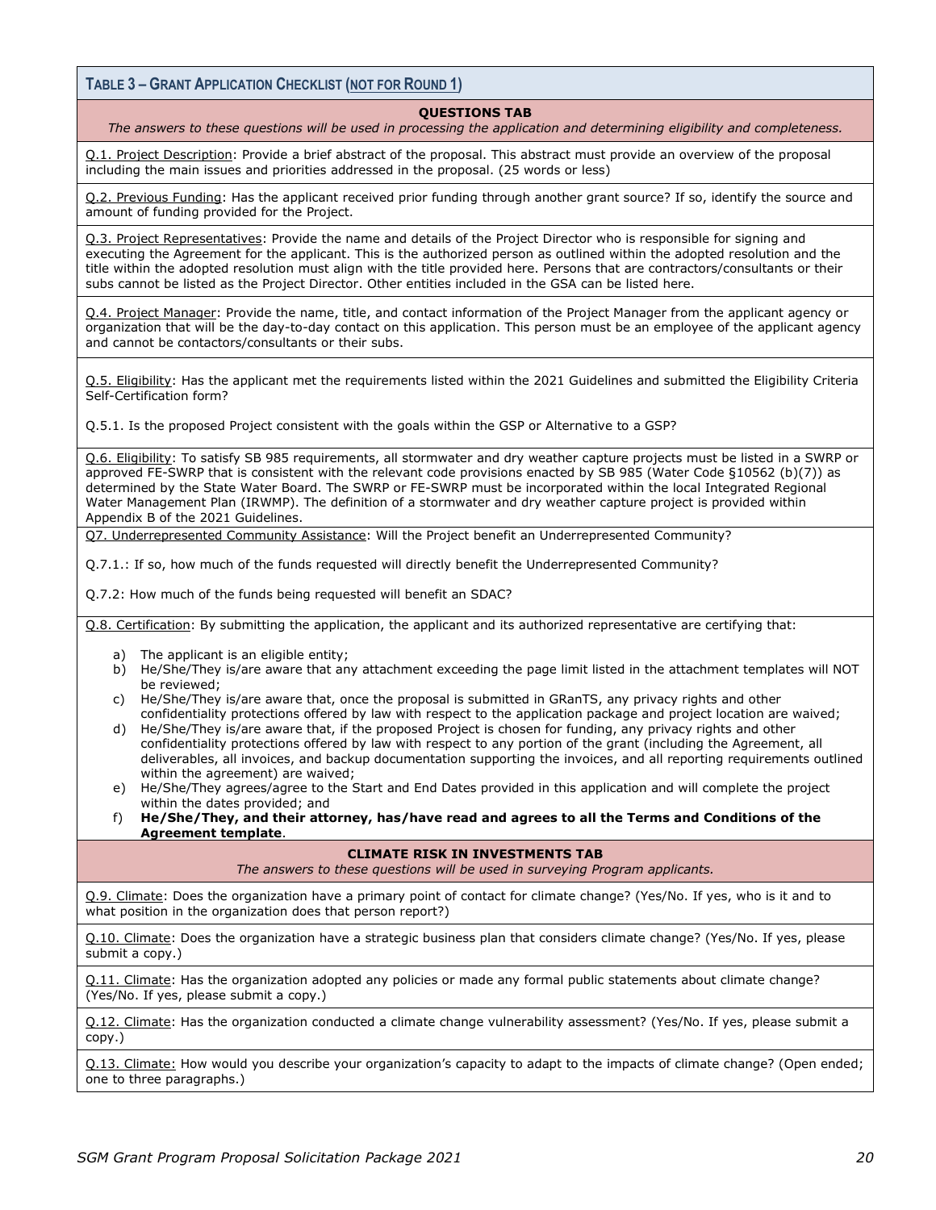**Table 3 – Grant Application Checklist (<u>not for Round 1</u>)**

**QUESTIONS TAB**

*The answers to these questions will be used in processing the application and determining eligibility and completeness.*

<u>Q.1. Project Description</u>: Provide a brief abstract of the proposal. This abstract must provide an overview of the proposal including the main issues and priorities addressed in the proposal. (25 words or less)

<u>Q.2. Previous Funding</u>: Has the applicant received prior funding through another grant source? If so, identify the source and amount of funding provided for the Project.

<u>Q.3. Project Representatives</u>: Provide the name and details of the Project Director who is responsible for signing and executing the Agreement for the applicant. This is the authorized person as outlined within the adopted resolution and the title within the adopted resolution must align with the title provided here. Persons that are contractors/consultants or their subs cannot be listed as the Project Director. Other entities included in the GSA can be listed here.

<u>Q.4. Project Manager</u>: Provide the name, title, and contact information of the Project Manager from the applicant agency or organization that will be the day-to-day contact on this application. This person must be an employee of the applicant agency and cannot be contactors/consultants or their subs.

<u>Q.5. Eligibility</u>: Has the applicant met the requirements listed within the 2021 Guidelines and submitted the Eligibility Criteria Self-Certification form?

Q.5.1. Is the proposed Project consistent with the goals within the GSP or Alternative to a GSP?

<u>Q.6. Eligibility</u>: To satisfy SB 985 requirements, all stormwater and dry weather capture projects must be listed in a SWRP or approved FE-SWRP that is consistent with the relevant code provisions enacted by SB 985 (Water Code §10562 (b)(7)) as determined by the State Water Board. The SWRP or FE-SWRP must be incorporated within the local Integrated Regional Water Management Plan (IRWMP). The definition of a stormwater and dry weather capture project is provided within Appendix B of the 2021 Guidelines.

<u>Q7. Underrepresented Community Assistance</u>: Will the Project benefit an Underrepresented Community?

Q.7.1.: If so, how much of the funds requested will directly benefit the Underrepresented Community?

Q.7.2: How much of the funds being requested will benefit an SDAC?

<u>Q.8. Certification</u>: By submitting the application, the applicant and its authorized representative are certifying that:

a) The applicant is an eligible entity;
b) He/She/They is/are aware that any attachment exceeding the page limit listed in the attachment templates will NOT be reviewed;
c) He/She/They is/are aware that, once the proposal is submitted in GRanTS, any privacy rights and other confidentiality protections offered by law with respect to the application package and project location are waived;
d) He/She/They is/are aware that, if the proposed Project is chosen for funding, any privacy rights and other confidentiality protections offered by law with respect to any portion of the grant (including the Agreement, all deliverables, all invoices, and backup documentation supporting the invoices, and all reporting requirements outlined within the agreement) are waived;
e) He/She/They agrees/agree to the Start and End Dates provided in this application and will complete the project within the dates provided; and
f) **He/She/They, and their attorney, has/have read and agrees to all the Terms and Conditions of the Agreement template**.

**CLIMATE RISK IN INVESTMENTS TAB**

*The answers to these questions will be used in surveying Program applicants.*

<u>Q.9. Climate</u>: Does the organization have a primary point of contact for climate change? (Yes/No. If yes, who is it and to what position in the organization does that person report?)

<u>Q.10. Climate</u>: Does the organization have a strategic business plan that considers climate change? (Yes/No. If yes, please submit a copy.)

<u>Q.11. Climate</u>: Has the organization adopted any policies or made any formal public statements about climate change? (Yes/No. If yes, please submit a copy.)

<u>Q.12. Climate</u>: Has the organization conducted a climate change vulnerability assessment? (Yes/No. If yes, please submit a copy.)

<u>Q.13. Climate:</u> How would you describe your organization's capacity to adapt to the impacts of climate change? (Open ended; one to three paragraphs.)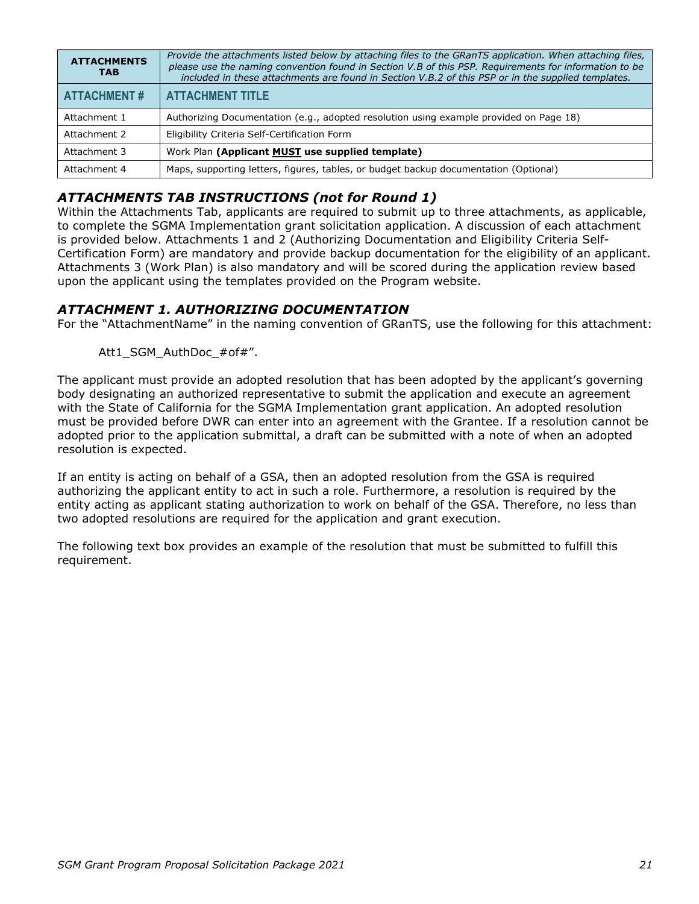| ATTACHMENTS TAB | *Provide the attachments listed below by attaching files to the GRanTS application. When attaching files, please use the naming convention found in Section V.B of this PSP. Requirements for information to be included in these attachments are found in Section V.B.2 of this PSP or in the supplied templates.* |
|---|---|
| **ATTACHMENT #** | **ATTACHMENT TITLE** |
| Attachment 1 | Authorizing Documentation (e.g., adopted resolution using example provided on Page 18) |
| Attachment 2 | Eligibility Criteria Self-Certification Form |
| Attachment 3 | Work Plan **(Applicant MUST use supplied template)** |
| Attachment 4 | Maps, supporting letters, figures, tables, or budget backup documentation (Optional) |

### *ATTACHMENTS TAB INSTRUCTIONS (not for Round 1)*

Within the Attachments Tab, applicants are required to submit up to three attachments, as applicable, to complete the SGMA Implementation grant solicitation application. A discussion of each attachment is provided below. Attachments 1 and 2 (Authorizing Documentation and Eligibility Criteria Self-Certification Form) are mandatory and provide backup documentation for the eligibility of an applicant. Attachments 3 (Work Plan) is also mandatory and will be scored during the application review based upon the applicant using the templates provided on the Program website.

### *ATTACHMENT 1. AUTHORIZING DOCUMENTATION*

For the "AttachmentName" in the naming convention of GRanTS, use the following for this attachment:

Att1_SGM_AuthDoc_#of#".

The applicant must provide an adopted resolution that has been adopted by the applicant's governing body designating an authorized representative to submit the application and execute an agreement with the State of California for the SGMA Implementation grant application. An adopted resolution must be provided before DWR can enter into an agreement with the Grantee. If a resolution cannot be adopted prior to the application submittal, a draft can be submitted with a note of when an adopted resolution is expected.

If an entity is acting on behalf of a GSA, then an adopted resolution from the GSA is required authorizing the applicant entity to act in such a role. Furthermore, a resolution is required by the entity acting as applicant stating authorization to work on behalf of the GSA. Therefore, no less than two adopted resolutions are required for the application and grant execution.

The following text box provides an example of the resolution that must be submitted to fulfill this requirement.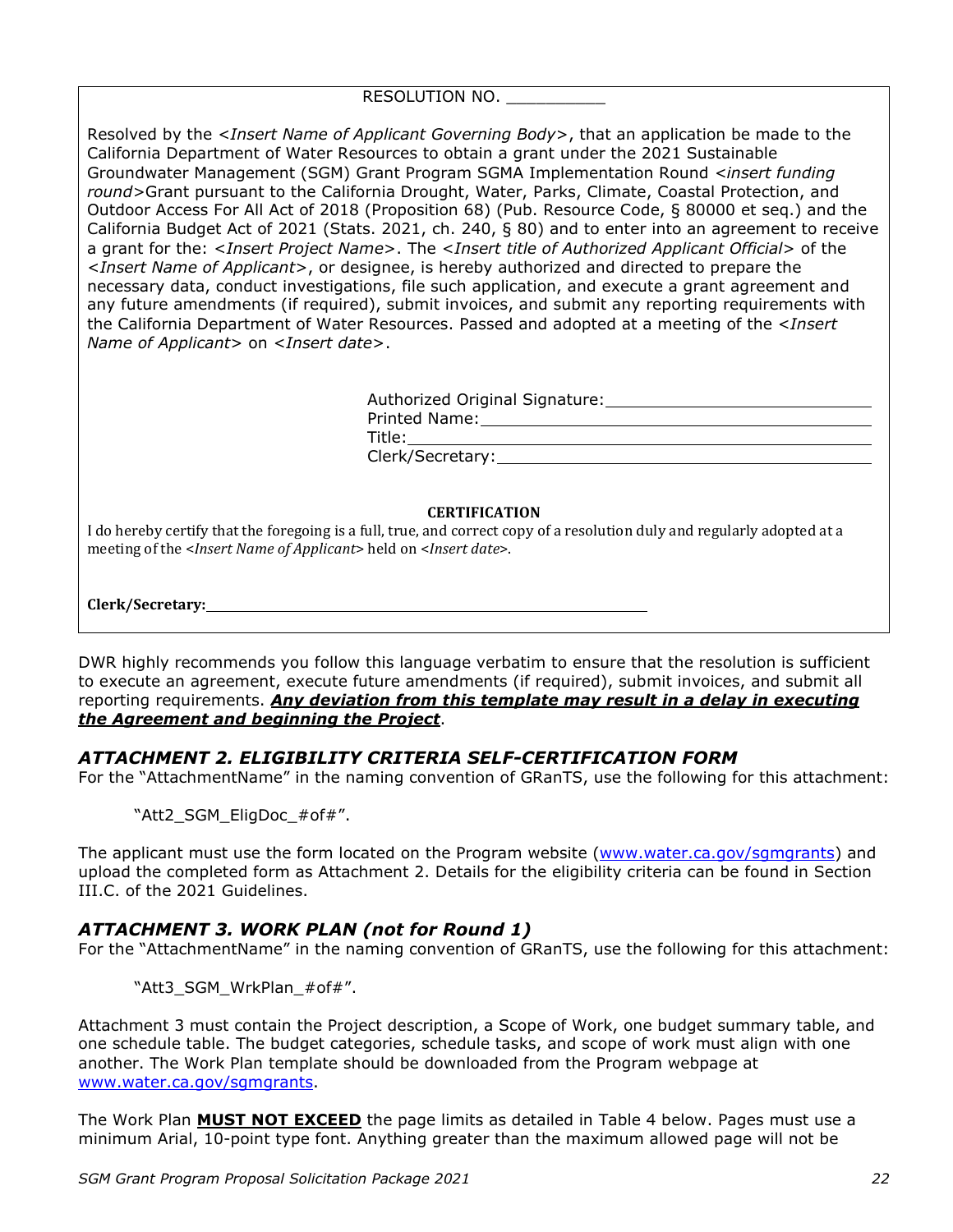RESOLUTION NO. __________

Resolved by the *<Insert Name of Applicant Governing Body>*, that an application be made to the California Department of Water Resources to obtain a grant under the 2021 Sustainable Groundwater Management (SGM) Grant Program SGMA Implementation Round *<insert funding round>*Grant pursuant to the California Drought, Water, Parks, Climate, Coastal Protection, and Outdoor Access For All Act of 2018 (Proposition 68) (Pub. Resource Code, § 80000 et seq.) and the California Budget Act of 2021 (Stats. 2021, ch. 240, § 80) and to enter into an agreement to receive a grant for the: *<Insert Project Name>*. The *<Insert title of Authorized Applicant Official>* of the *<Insert Name of Applicant>*, or designee, is hereby authorized and directed to prepare the necessary data, conduct investigations, file such application, and execute a grant agreement and any future amendments (if required), submit invoices, and submit any reporting requirements with the California Department of Water Resources. Passed and adopted at a meeting of the *<Insert Name of Applicant>* on *<Insert date>*.

Authorized Original Signature: ____________________
Printed Name: ____________________
Title: ____________________
Clerk/Secretary: ____________________

**CERTIFICATION**

I do hereby certify that the foregoing is a full, true, and correct copy of a resolution duly and regularly adopted at a meeting of the *<Insert Name of Applicant>* held on *<Insert date>*.

**Clerk/Secretary:** ____________________

DWR highly recommends you follow this language verbatim to ensure that the resolution is sufficient to execute an agreement, execute future amendments (if required), submit invoices, and submit all reporting requirements. ***Any deviation from this template may result in a delay in executing the Agreement and beginning the Project***.

### *ATTACHMENT 2. ELIGIBILITY CRITERIA SELF-CERTIFICATION FORM*

For the "AttachmentName" in the naming convention of GRanTS, use the following for this attachment:

"Att2_SGM_EligDoc_#of#".

The applicant must use the form located on the Program website (www.water.ca.gov/sgmgrants) and upload the completed form as Attachment 2. Details for the eligibility criteria can be found in Section III.C. of the 2021 Guidelines.

### *ATTACHMENT 3. WORK PLAN (not for Round 1)*

For the "AttachmentName" in the naming convention of GRanTS, use the following for this attachment:

"Att3_SGM_WrkPlan_#of#".

Attachment 3 must contain the Project description, a Scope of Work, one budget summary table, and one schedule table. The budget categories, schedule tasks, and scope of work must align with one another. The Work Plan template should be downloaded from the Program webpage at www.water.ca.gov/sgmgrants.

The Work Plan **MUST NOT EXCEED** the page limits as detailed in Table 4 below. Pages must use a minimum Arial, 10-point type font. Anything greater than the maximum allowed page will not be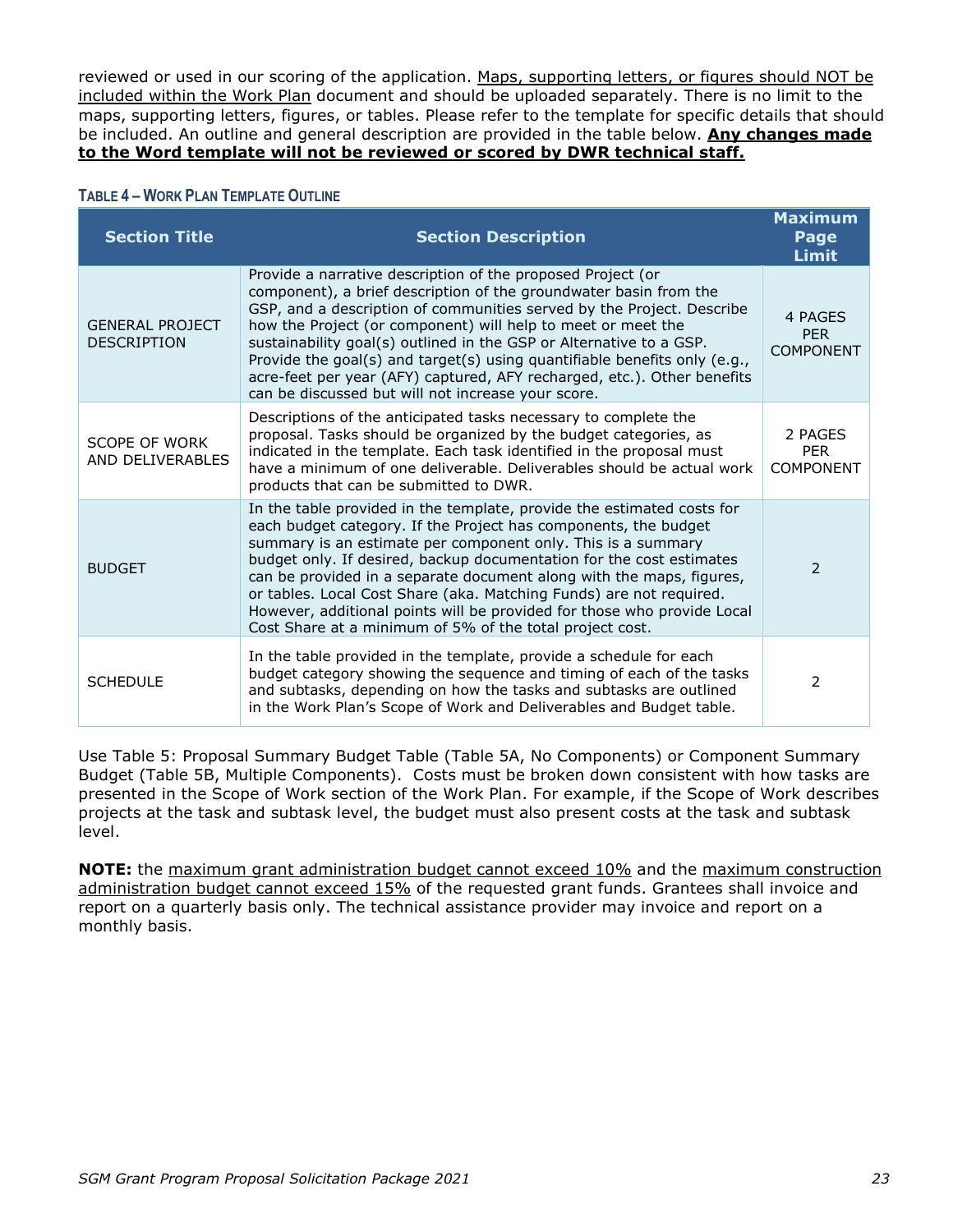reviewed or used in our scoring of the application. Maps, supporting letters, or figures should NOT be included within the Work Plan document and should be uploaded separately. There is no limit to the maps, supporting letters, figures, or tables. Please refer to the template for specific details that should be included. An outline and general description are provided in the table below. **Any changes made to the Word template will not be reviewed or scored by DWR technical staff.**

**TABLE 4 – WORK PLAN TEMPLATE OUTLINE**

| Section Title | Section Description | Maximum Page Limit |
| --- | --- | --- |
| GENERAL PROJECT DESCRIPTION | Provide a narrative description of the proposed Project (or component), a brief description of the groundwater basin from the GSP, and a description of communities served by the Project. Describe how the Project (or component) will help to meet or meet the sustainability goal(s) outlined in the GSP or Alternative to a GSP. Provide the goal(s) and target(s) using quantifiable benefits only (e.g., acre-feet per year (AFY) captured, AFY recharged, etc.). Other benefits can be discussed but will not increase your score. | 4 PAGES PER COMPONENT |
| SCOPE OF WORK AND DELIVERABLES | Descriptions of the anticipated tasks necessary to complete the proposal. Tasks should be organized by the budget categories, as indicated in the template. Each task identified in the proposal must have a minimum of one deliverable. Deliverables should be actual work products that can be submitted to DWR. | 2 PAGES PER COMPONENT |
| BUDGET | In the table provided in the template, provide the estimated costs for each budget category. If the Project has components, the budget summary is an estimate per component only. This is a summary budget only. If desired, backup documentation for the cost estimates can be provided in a separate document along with the maps, figures, or tables. Local Cost Share (aka. Matching Funds) are not required. However, additional points will be provided for those who provide Local Cost Share at a minimum of 5% of the total project cost. | 2 |
| SCHEDULE | In the table provided in the template, provide a schedule for each budget category showing the sequence and timing of each of the tasks and subtasks, depending on how the tasks and subtasks are outlined in the Work Plan's Scope of Work and Deliverables and Budget table. | 2 |

Use Table 5: Proposal Summary Budget Table (Table 5A, No Components) or Component Summary Budget (Table 5B, Multiple Components). Costs must be broken down consistent with how tasks are presented in the Scope of Work section of the Work Plan. For example, if the Scope of Work describes projects at the task and subtask level, the budget must also present costs at the task and subtask level.

**NOTE:** the maximum grant administration budget cannot exceed 10% and the maximum construction administration budget cannot exceed 15% of the requested grant funds. Grantees shall invoice and report on a quarterly basis only. The technical assistance provider may invoice and report on a monthly basis.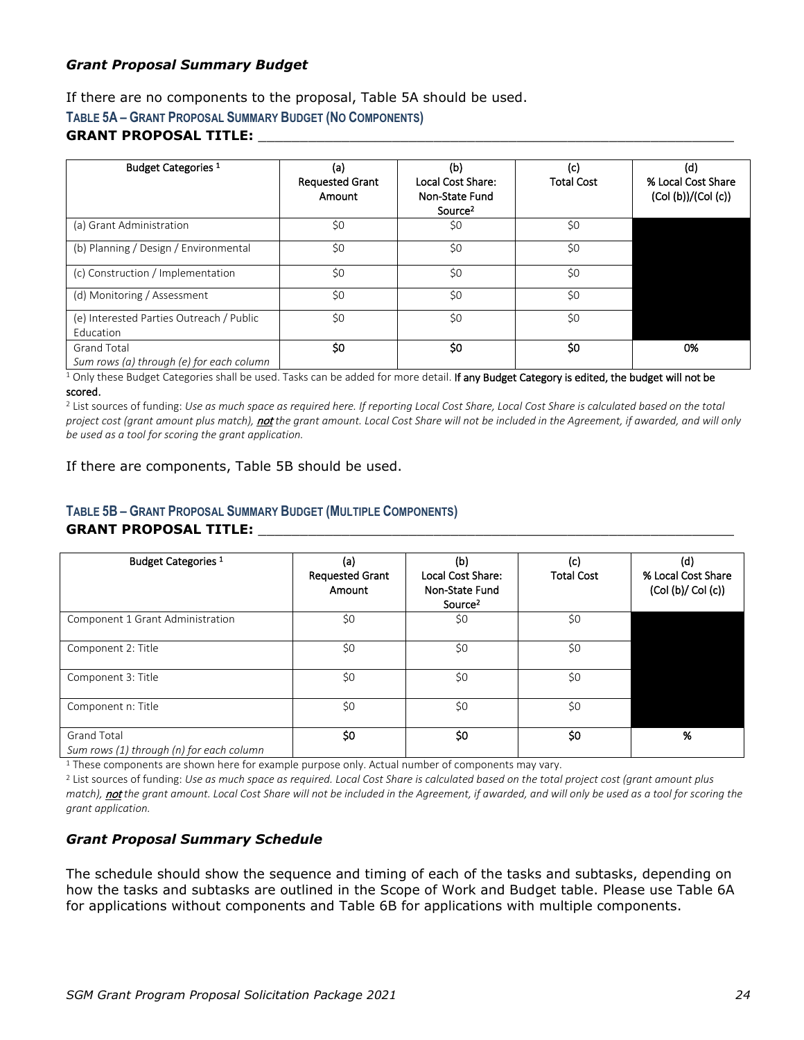### *Grant Proposal Summary Budget*

If there are no components to the proposal, Table 5A should be used.

**TABLE 5A – GRANT PROPOSAL SUMMARY BUDGET (NO COMPONENTS)**

**GRANT PROPOSAL TITLE:** ___________________________________________________________

| Budget Categories [1] | (a) Requested Grant Amount | (b) Local Cost Share: Non-State Fund Source[2] | (c) Total Cost | (d) % Local Cost Share (Col (b))/(Col (c)) |
|---|---|---|---|---|
| (a) Grant Administration | $0 | $0 | $0 | |
| (b) Planning / Design / Environmental | $0 | $0 | $0 | |
| (c) Construction / Implementation | $0 | $0 | $0 | |
| (d) Monitoring / Assessment | $0 | $0 | $0 | |
| (e) Interested Parties Outreach / Public Education | $0 | $0 | $0 | |
| Grand Total *Sum rows (a) through (e) for each column* | **$0** | **$0** | **$0** | **0%** |

[1] Only these Budget Categories shall be used. Tasks can be added for more detail. **If any Budget Category is edited, the budget will not be scored.**

[2] List sources of funding: *Use as much space as required here. If reporting Local Cost Share, Local Cost Share is calculated based on the total project cost (grant amount plus match),* ***not*** *the grant amount. Local Cost Share will not be included in the Agreement, if awarded, and will only be used as a tool for scoring the grant application.*

If there are components, Table 5B should be used.

**TABLE 5B – GRANT PROPOSAL SUMMARY BUDGET (MULTIPLE COMPONENTS)**

**GRANT PROPOSAL TITLE:** ___________________________________________________________

| Budget Categories [1] | (a) Requested Grant Amount | (b) Local Cost Share: Non-State Fund Source[2] | (c) Total Cost | (d) % Local Cost Share (Col (b)/ Col (c)) |
|---|---|---|---|---|
| Component 1 Grant Administration | $0 | $0 | $0 | |
| Component 2: Title | $0 | $0 | $0 | |
| Component 3: Title | $0 | $0 | $0 | |
| Component n: Title | $0 | $0 | $0 | |
| Grand Total *Sum rows (1) through (n) for each column* | **$0** | **$0** | **$0** | **%** |

[1] These components are shown here for example purpose only. Actual number of components may vary.

[2] List sources of funding: *Use as much space as required. Local Cost Share is calculated based on the total project cost (grant amount plus match),* ***not*** *the grant amount. Local Cost Share will not be included in the Agreement, if awarded, and will only be used as a tool for scoring the grant application.*

### *Grant Proposal Summary Schedule*

The schedule should show the sequence and timing of each of the tasks and subtasks, depending on how the tasks and subtasks are outlined in the Scope of Work and Budget table. Please use Table 6A for applications without components and Table 6B for applications with multiple components.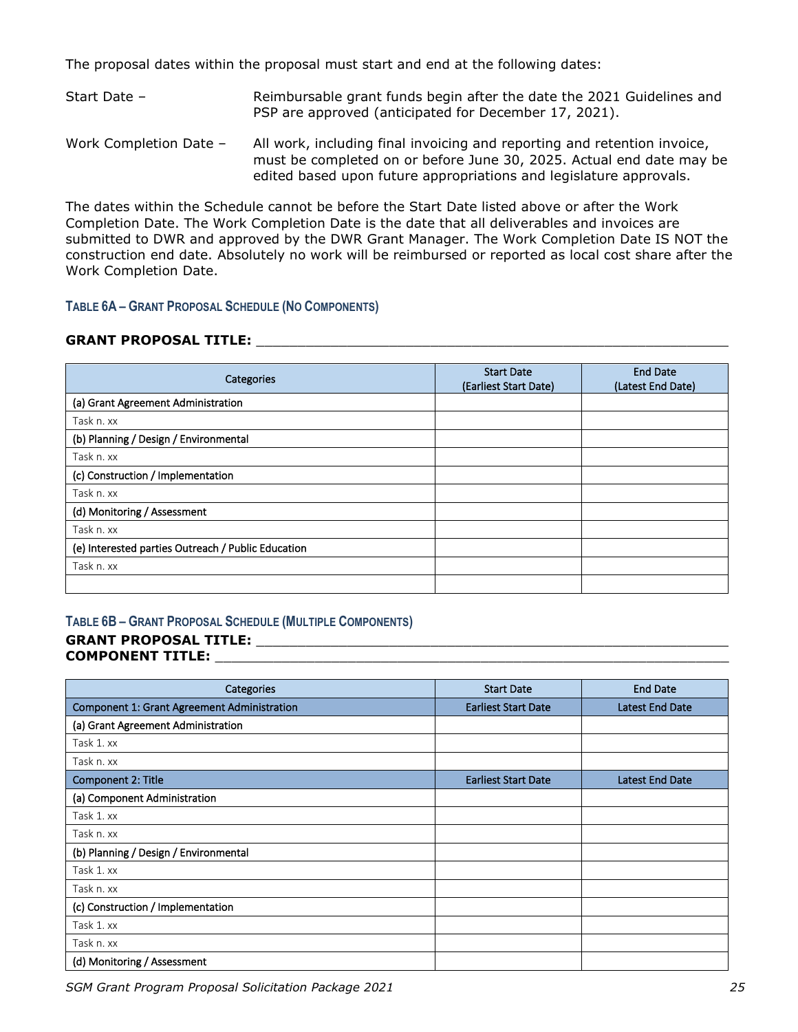The proposal dates within the proposal must start and end at the following dates:

Start Date – Reimbursable grant funds begin after the date the 2021 Guidelines and PSP are approved (anticipated for December 17, 2021).

Work Completion Date – All work, including final invoicing and reporting and retention invoice, must be completed on or before June 30, 2025. Actual end date may be edited based upon future appropriations and legislature approvals.

The dates within the Schedule cannot be before the Start Date listed above or after the Work Completion Date. The Work Completion Date is the date that all deliverables and invoices are submitted to DWR and approved by the DWR Grant Manager. The Work Completion Date IS NOT the construction end date. Absolutely no work will be reimbursed or reported as local cost share after the Work Completion Date.

#### TABLE 6A – GRANT PROPOSAL SCHEDULE (NO COMPONENTS)

**GRANT PROPOSAL TITLE:** ___________________________________________

| Categories | Start Date (Earliest Start Date) | End Date (Latest End Date) |
|---|---|---|
| (a) Grant Agreement Administration | | |
| Task n. xx | | |
| (b) Planning / Design / Environmental | | |
| Task n. xx | | |
| (c) Construction / Implementation | | |
| Task n. xx | | |
| (d) Monitoring / Assessment | | |
| Task n. xx | | |
| (e) Interested parties Outreach / Public Education | | |
| Task n. xx | | |
| | | |

#### TABLE 6B – GRANT PROPOSAL SCHEDULE (MULTIPLE COMPONENTS)

**GRANT PROPOSAL TITLE:** ___________________________________________
**COMPONENT TITLE:** ___________________________________________

| Categories | Start Date | End Date |
|---|---|---|
| Component 1: Grant Agreement Administration | Earliest Start Date | Latest End Date |
| (a) Grant Agreement Administration | | |
| Task 1. xx | | |
| Task n. xx | | |
| Component 2: Title | Earliest Start Date | Latest End Date |
| (a) Component Administration | | |
| Task 1. xx | | |
| Task n. xx | | |
| (b) Planning / Design / Environmental | | |
| Task 1. xx | | |
| Task n. xx | | |
| (c) Construction / Implementation | | |
| Task 1. xx | | |
| Task n. xx | | |
| (d) Monitoring / Assessment | | |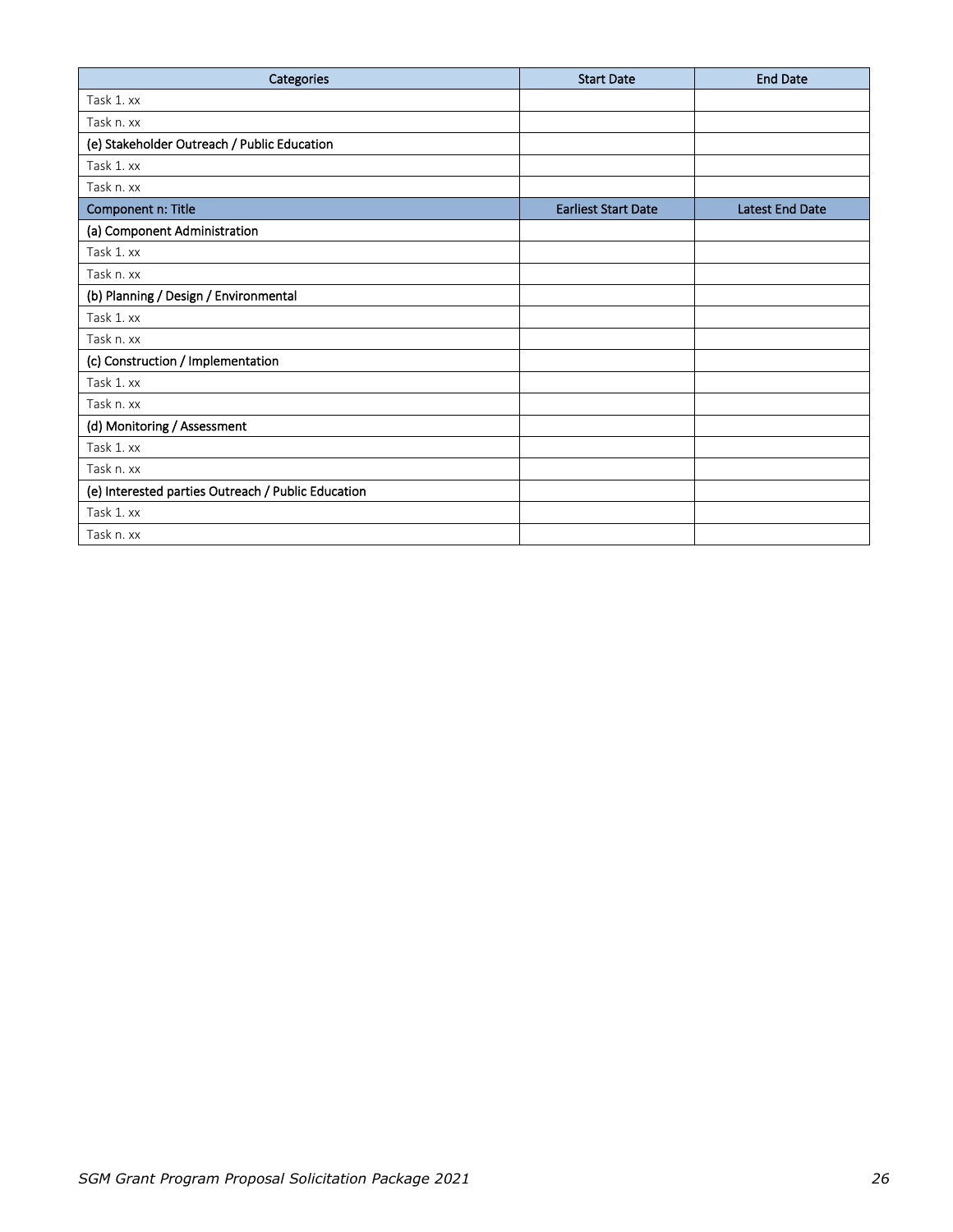| Categories | Start Date | End Date |
|---|---|---|
| Task 1. xx | | |
| Task n. xx | | |
| (e) Stakeholder Outreach / Public Education | | |
| Task 1. xx | | |
| Task n. xx | | |
| **Component n: Title** | **Earliest Start Date** | **Latest End Date** |
| (a) Component Administration | | |
| Task 1. xx | | |
| Task n. xx | | |
| (b) Planning / Design / Environmental | | |
| Task 1. xx | | |
| Task n. xx | | |
| (c) Construction / Implementation | | |
| Task 1. xx | | |
| Task n. xx | | |
| (d) Monitoring / Assessment | | |
| Task 1. xx | | |
| Task n. xx | | |
| (e) Interested parties Outreach / Public Education | | |
| Task 1. xx | | |
| Task n. xx | | |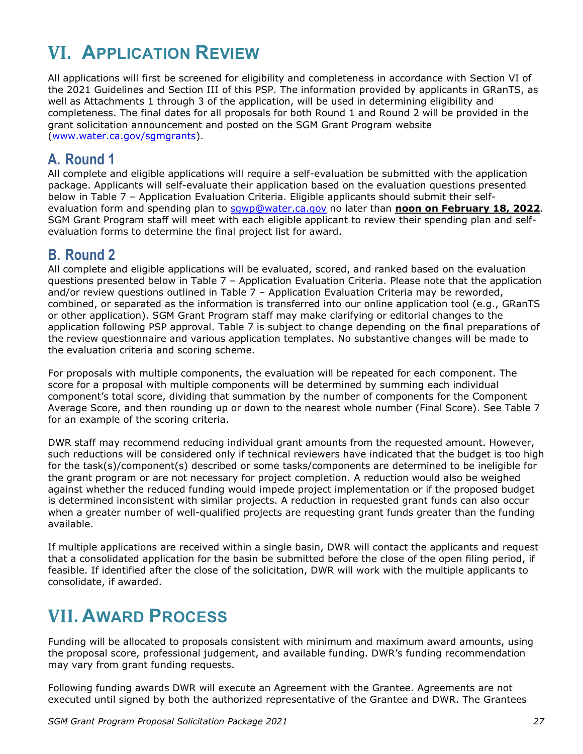# VI. APPLICATION REVIEW

All applications will first be screened for eligibility and completeness in accordance with Section VI of the 2021 Guidelines and Section III of this PSP. The information provided by applicants in GRanTS, as well as Attachments 1 through 3 of the application, will be used in determining eligibility and completeness. The final dates for all proposals for both Round 1 and Round 2 will be provided in the grant solicitation announcement and posted on the SGM Grant Program website (www.water.ca.gov/sgmgrants).

## A. Round 1

All complete and eligible applications will require a self-evaluation be submitted with the application package. Applicants will self-evaluate their application based on the evaluation questions presented below in Table 7 – Application Evaluation Criteria. Eligible applicants should submit their self-evaluation form and spending plan to sgwp@water.ca.gov no later than **noon on February 18, 2022**. SGM Grant Program staff will meet with each eligible applicant to review their spending plan and self-evaluation forms to determine the final project list for award.

## B. Round 2

All complete and eligible applications will be evaluated, scored, and ranked based on the evaluation questions presented below in Table 7 – Application Evaluation Criteria. Please note that the application and/or review questions outlined in Table 7 – Application Evaluation Criteria may be reworded, combined, or separated as the information is transferred into our online application tool (e.g., GRanTS or other application). SGM Grant Program staff may make clarifying or editorial changes to the application following PSP approval. Table 7 is subject to change depending on the final preparations of the review questionnaire and various application templates. No substantive changes will be made to the evaluation criteria and scoring scheme.

For proposals with multiple components, the evaluation will be repeated for each component. The score for a proposal with multiple components will be determined by summing each individual component's total score, dividing that summation by the number of components for the Component Average Score, and then rounding up or down to the nearest whole number (Final Score). See Table 7 for an example of the scoring criteria.

DWR staff may recommend reducing individual grant amounts from the requested amount. However, such reductions will be considered only if technical reviewers have indicated that the budget is too high for the task(s)/component(s) described or some tasks/components are determined to be ineligible for the grant program or are not necessary for project completion. A reduction would also be weighed against whether the reduced funding would impede project implementation or if the proposed budget is determined inconsistent with similar projects. A reduction in requested grant funds can also occur when a greater number of well-qualified projects are requesting grant funds greater than the funding available.

If multiple applications are received within a single basin, DWR will contact the applicants and request that a consolidated application for the basin be submitted before the close of the open filing period, if feasible. If identified after the close of the solicitation, DWR will work with the multiple applicants to consolidate, if awarded.

# VII. AWARD PROCESS

Funding will be allocated to proposals consistent with minimum and maximum award amounts, using the proposal score, professional judgement, and available funding. DWR's funding recommendation may vary from grant funding requests.

Following funding awards DWR will execute an Agreement with the Grantee. Agreements are not executed until signed by both the authorized representative of the Grantee and DWR. The Grantees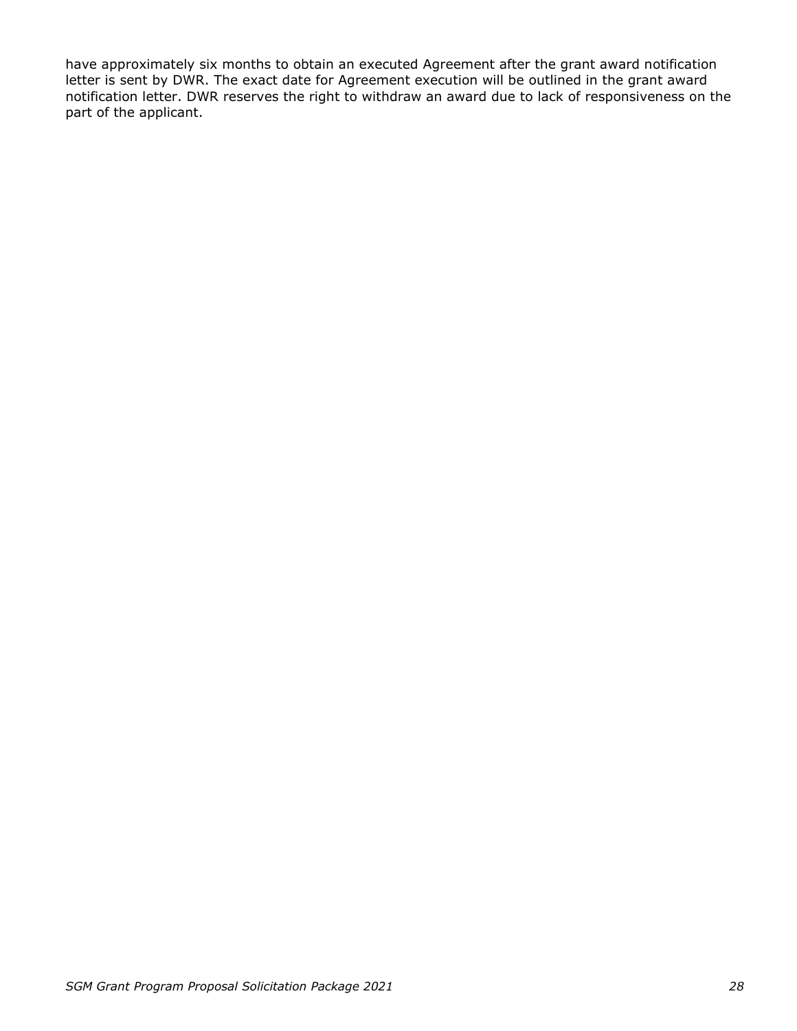have approximately six months to obtain an executed Agreement after the grant award notification letter is sent by DWR. The exact date for Agreement execution will be outlined in the grant award notification letter. DWR reserves the right to withdraw an award due to lack of responsiveness on the part of the applicant.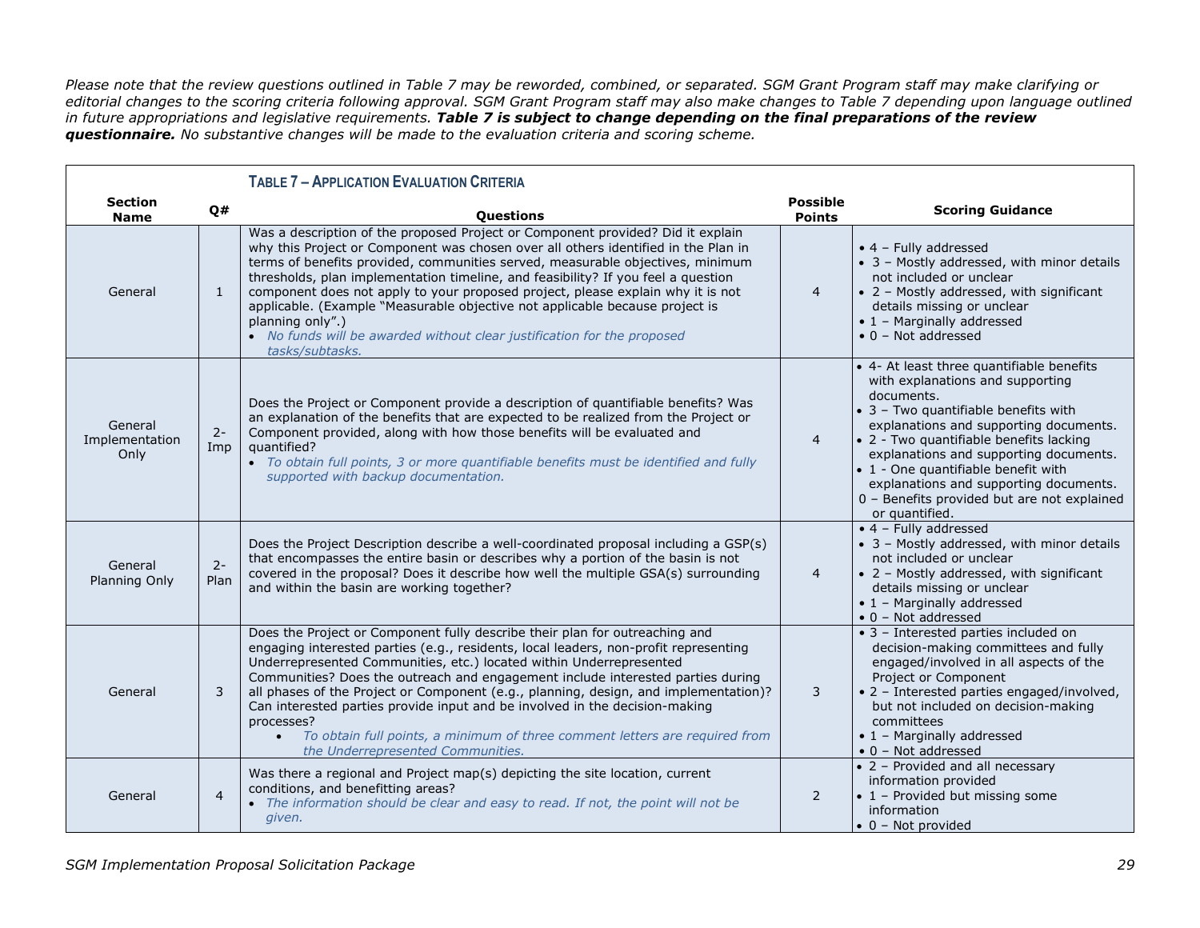*Please note that the review questions outlined in Table 7 may be reworded, combined, or separated. SGM Grant Program staff may make clarifying or editorial changes to the scoring criteria following approval. SGM Grant Program staff may also make changes to Table 7 depending upon language outlined in future appropriations and legislative requirements.* ***Table 7 is subject to change depending on the final preparations of the review questionnaire.*** *No substantive changes will be made to the evaluation criteria and scoring scheme.*

**TABLE 7 – APPLICATION EVALUATION CRITERIA**

| Section Name | Q# | Questions | Possible Points | Scoring Guidance |
|---|---|---|---|---|
| General | 1 | Was a description of the proposed Project or Component provided? Did it explain why this Project or Component was chosen over all others identified in the Plan in terms of benefits provided, communities served, measurable objectives, minimum thresholds, plan implementation timeline, and feasibility? If you feel a question component does not apply to your proposed project, please explain why it is not applicable. (Example "Measurable objective not applicable because project is planning only".)<br>• *No funds will be awarded without clear justification for the proposed tasks/subtasks.* | 4 | • 4 – Fully addressed<br>• 3 – Mostly addressed, with minor details not included or unclear<br>• 2 – Mostly addressed, with significant details missing or unclear<br>• 1 – Marginally addressed<br>• 0 – Not addressed |
| General Implementation Only | 2-Imp | Does the Project or Component provide a description of quantifiable benefits? Was an explanation of the benefits that are expected to be realized from the Project or Component provided, along with how those benefits will be evaluated and quantified?<br>• *To obtain full points, 3 or more quantifiable benefits must be identified and fully supported with backup documentation.* | 4 | • 4- At least three quantifiable benefits with explanations and supporting documents.<br>• 3 – Two quantifiable benefits with explanations and supporting documents.<br>• 2 - Two quantifiable benefits lacking explanations and supporting documents.<br>• 1 - One quantifiable benefit with explanations and supporting documents.<br>0 – Benefits provided but are not explained or quantified. |
| General Planning Only | 2-Plan | Does the Project Description describe a well-coordinated proposal including a GSP(s) that encompasses the entire basin or describes why a portion of the basin is not covered in the proposal? Does it describe how well the multiple GSA(s) surrounding and within the basin are working together? | 4 | • 4 – Fully addressed<br>• 3 – Mostly addressed, with minor details not included or unclear<br>• 2 – Mostly addressed, with significant details missing or unclear<br>• 1 – Marginally addressed<br>• 0 – Not addressed |
| General | 3 | Does the Project or Component fully describe their plan for outreaching and engaging interested parties (e.g., residents, local leaders, non-profit representing Underrepresented Communities, etc.) located within Underrepresented Communities? Does the outreach and engagement include interested parties during all phases of the Project or Component (e.g., planning, design, and implementation)? Can interested parties provide input and be involved in the decision-making processes?<br>• *To obtain full points, a minimum of three comment letters are required from the Underrepresented Communities.* | 3 | • 3 – Interested parties included on decision-making committees and fully engaged/involved in all aspects of the Project or Component<br>• 2 – Interested parties engaged/involved, but not included on decision-making committees<br>• 1 – Marginally addressed<br>• 0 – Not addressed |
| General | 4 | Was there a regional and Project map(s) depicting the site location, current conditions, and benefitting areas?<br>• *The information should be clear and easy to read. If not, the point will not be given.* | 2 | • 2 – Provided and all necessary information provided<br>• 1 – Provided but missing some information<br>• 0 – Not provided |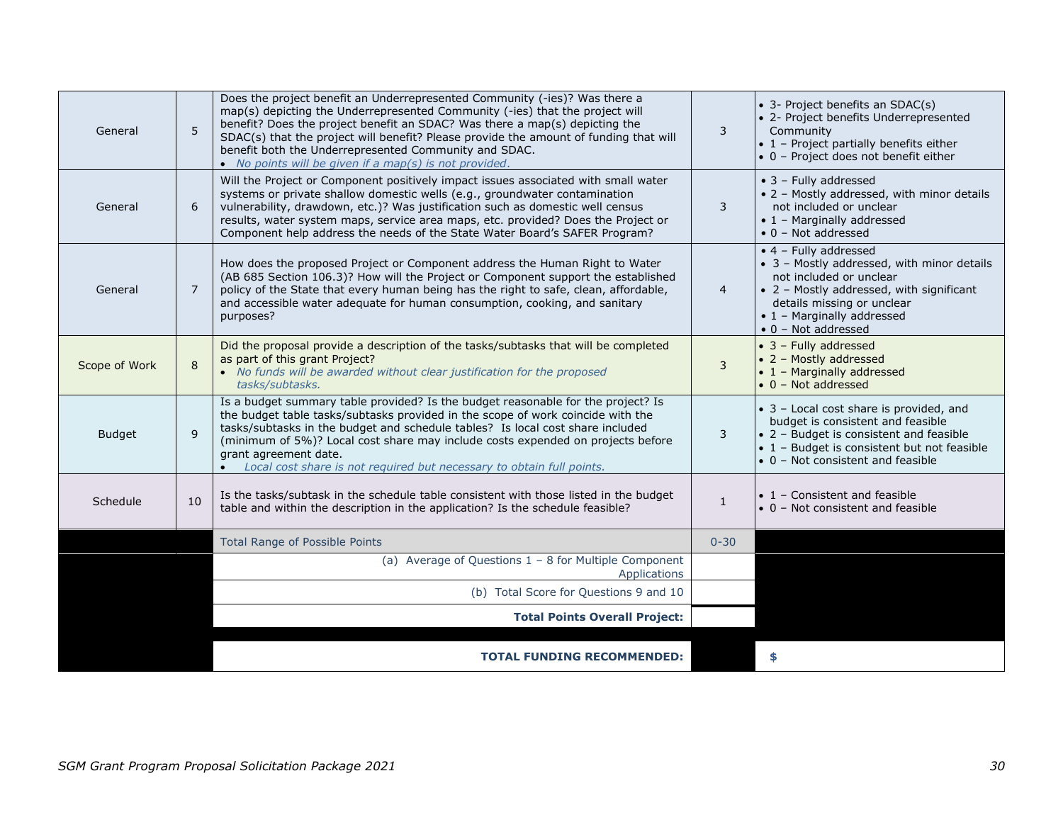| | | | | |
|---|---|---|---|---|
| General | 5 | Does the project benefit an Underrepresented Community (-ies)? Was there a map(s) depicting the Underrepresented Community (-ies) that the project will benefit? Does the project benefit an SDAC? Was there a map(s) depicting the SDAC(s) that the project will benefit? Please provide the amount of funding that will benefit both the Underrepresented Community and SDAC.<br>• *No points will be given if a map(s) is not provided.* | 3 | • 3- Project benefits an SDAC(s)<br>• 2- Project benefits Underrepresented Community<br>• 1 – Project partially benefits either<br>• 0 – Project does not benefit either |
| General | 6 | Will the Project or Component positively impact issues associated with small water systems or private shallow domestic wells (e.g., groundwater contamination vulnerability, drawdown, etc.)? Was justification such as domestic well census results, water system maps, service area maps, etc. provided? Does the Project or Component help address the needs of the State Water Board's SAFER Program? | 3 | • 3 – Fully addressed<br>• 2 – Mostly addressed, with minor details not included or unclear<br>• 1 – Marginally addressed<br>• 0 – Not addressed |
| General | 7 | How does the proposed Project or Component address the Human Right to Water (AB 685 Section 106.3)? How will the Project or Component support the established policy of the State that every human being has the right to safe, clean, affordable, and accessible water adequate for human consumption, cooking, and sanitary purposes? | 4 | • 4 – Fully addressed<br>• 3 – Mostly addressed, with minor details not included or unclear<br>• 2 – Mostly addressed, with significant details missing or unclear<br>• 1 – Marginally addressed<br>• 0 – Not addressed |
| Scope of Work | 8 | Did the proposal provide a description of the tasks/subtasks that will be completed as part of this grant Project?<br>• *No funds will be awarded without clear justification for the proposed tasks/subtasks.* | 3 | • 3 – Fully addressed<br>• 2 – Mostly addressed<br>• 1 – Marginally addressed<br>• 0 – Not addressed |
| Budget | 9 | Is a budget summary table provided? Is the budget reasonable for the project? Is the budget table tasks/subtasks provided in the scope of work coincide with the tasks/subtasks in the budget and schedule tables? Is local cost share included (minimum of 5%)? Local cost share may include costs expended on projects before grant agreement date.<br>• *Local cost share is not required but necessary to obtain full points.* | 3 | • 3 – Local cost share is provided, and budget is consistent and feasible<br>• 2 – Budget is consistent and feasible<br>• 1 – Budget is consistent but not feasible<br>• 0 – Not consistent and feasible |
| Schedule | 10 | Is the tasks/subtask in the schedule table consistent with those listed in the budget table and within the description in the application? Is the schedule feasible? | 1 | • 1 – Consistent and feasible<br>• 0 – Not consistent and feasible |
| | | Total Range of Possible Points | 0-30 | |
| | | (a) Average of Questions 1 – 8 for Multiple Component Applications | | |
| | | (b) Total Score for Questions 9 and 10 | | |
| | | **Total Points Overall Project:** | | |
| | | **TOTAL FUNDING RECOMMENDED:** | | **$** |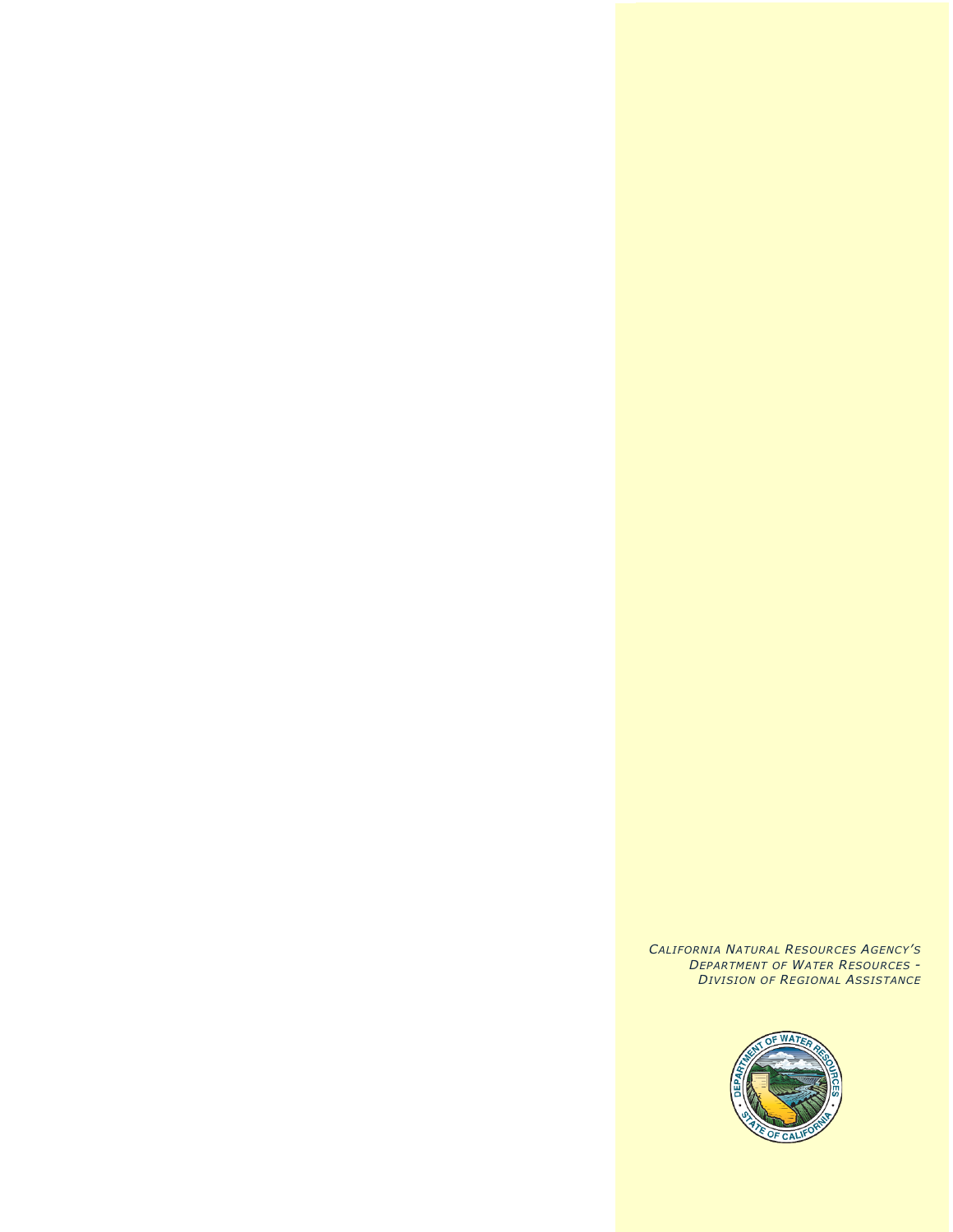*California Natural Resources Agency's*
*Department of Water Resources -*
*Division of Regional Assistance*